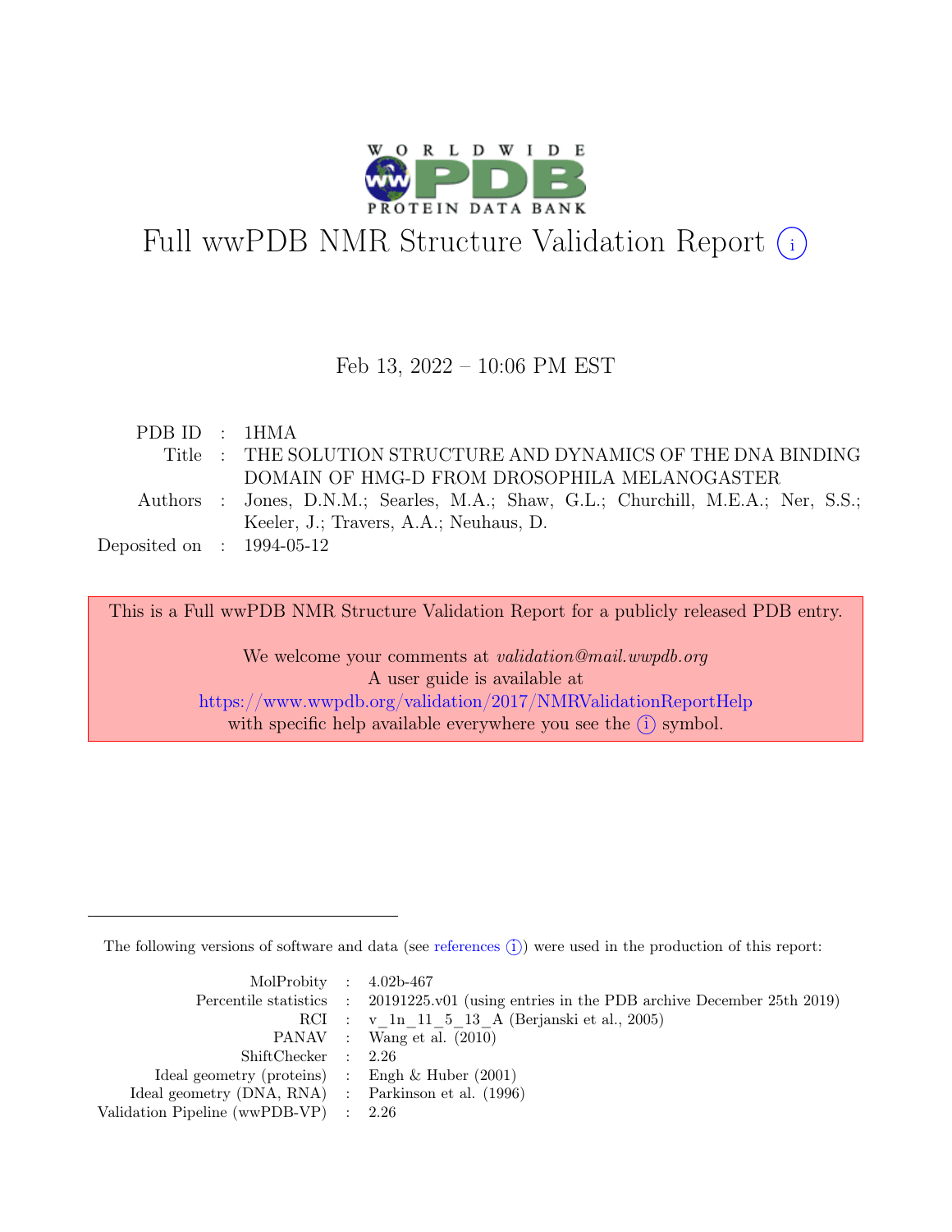# Full wwPDB NMR Structure Validation Report (i)

Feb 13, 2022 – 10:06 PM EST

| | | |
|---|---|---|
| PDB ID | : | 1HMA |
| Title | : | THE SOLUTION STRUCTURE AND DYNAMICS OF THE DNA BINDING DOMAIN OF HMG-D FROM DROSOPHILA MELANOGASTER |
| Authors | : | Jones, D.N.M.; Searles, M.A.; Shaw, G.L.; Churchill, M.E.A.; Ner, S.S.; Keeler, J.; Travers, A.A.; Neuhaus, D. |
| Deposited on | : | 1994-05-12 |

This is a Full wwPDB NMR Structure Validation Report for a publicly released PDB entry.

We welcome your comments at *validation@mail.wwpdb.org*
A user guide is available at
https://www.wwpdb.org/validation/2017/NMRValidationReportHelp
with specific help available everywhere you see the (i) symbol.

The following versions of software and data (see references (i)) were used in the production of this report:

| | | |
|---|---|---|
| MolProbity | : | 4.02b-467 |
| Percentile statistics | : | 20191225.v01 (using entries in the PDB archive December 25th 2019) |
| RCI | : | v_1n_11_5_13_A (Berjanski et al., 2005) |
| PANAV | : | Wang et al. (2010) |
| ShiftChecker | : | 2.26 |
| Ideal geometry (proteins) | : | Engh & Huber (2001) |
| Ideal geometry (DNA, RNA) | : | Parkinson et al. (1996) |
| Validation Pipeline (wwPDB-VP) | : | 2.26 |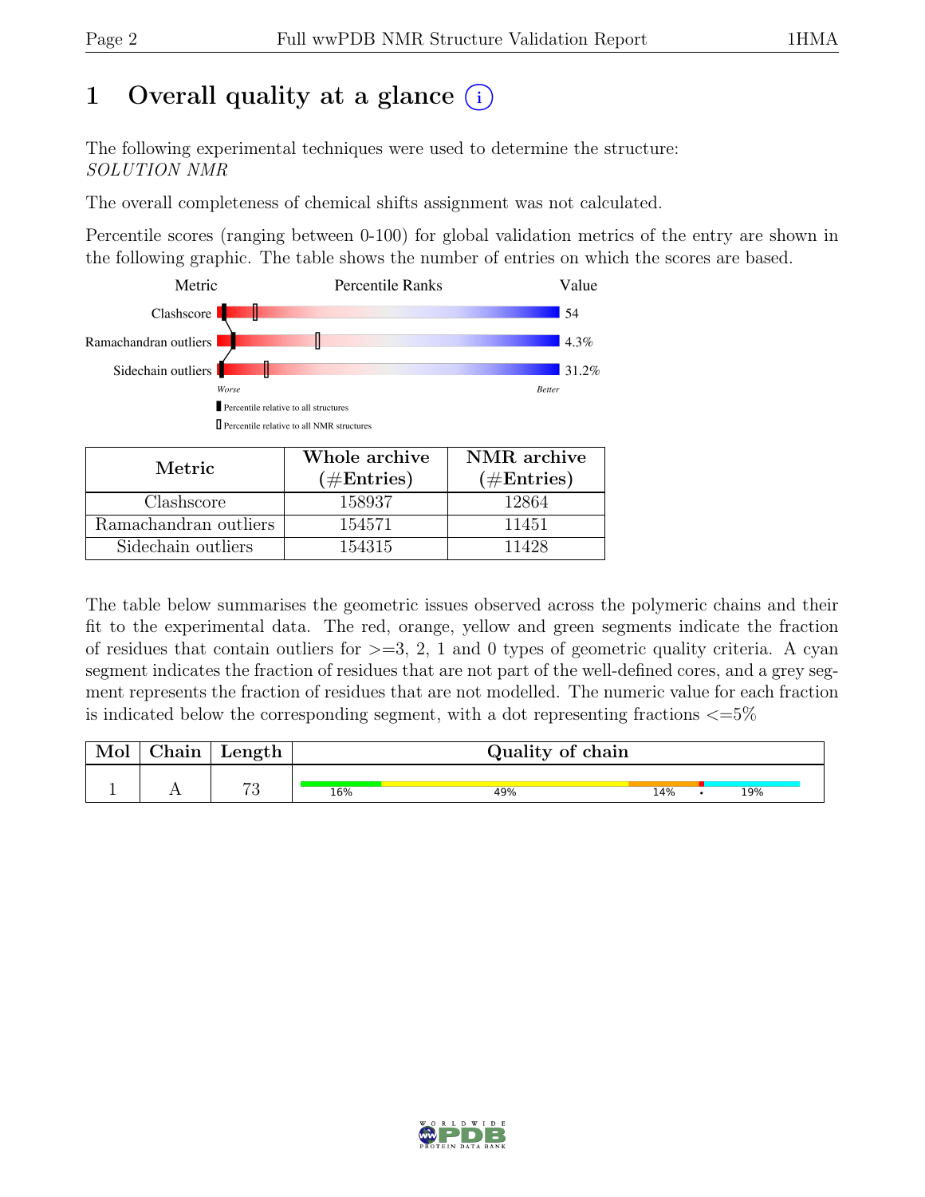// Overall quality at a glance

# 1 Overall quality at a glance

The following experimental techniques were used to determine the structure:
*SOLUTION NMR*

The overall completeness of chemical shifts assignment was not calculated.

Percentile scores (ranging between 0-100) for global validation metrics of the entry are shown in the following graphic. The table shows the number of entries on which the scores are based.

| Metric | Value |
|---|---|
| Clashscore | 54 |
| Ramachandran outliers | 4.3% |
| Sidechain outliers | 31.2% |

| Metric | Whole archive (#Entries) | NMR archive (#Entries) |
|---|---|---|
| Clashscore | 158937 | 12864 |
| Ramachandran outliers | 154571 | 11451 |
| Sidechain outliers | 154315 | 11428 |

The table below summarises the geometric issues observed across the polymeric chains and their fit to the experimental data. The red, orange, yellow and green segments indicate the fraction of residues that contain outliers for >=3, 2, 1 and 0 types of geometric quality criteria. A cyan segment indicates the fraction of residues that are not part of the well-defined cores, and a grey segment represents the fraction of residues that are not modelled. The numeric value for each fraction is indicated below the corresponding segment, with a dot representing fractions <=5%

| Mol | Chain | Length | Quality of chain |
|---|---|---|---|
| 1 | A | 73 | 16% 49% 14% • 19% |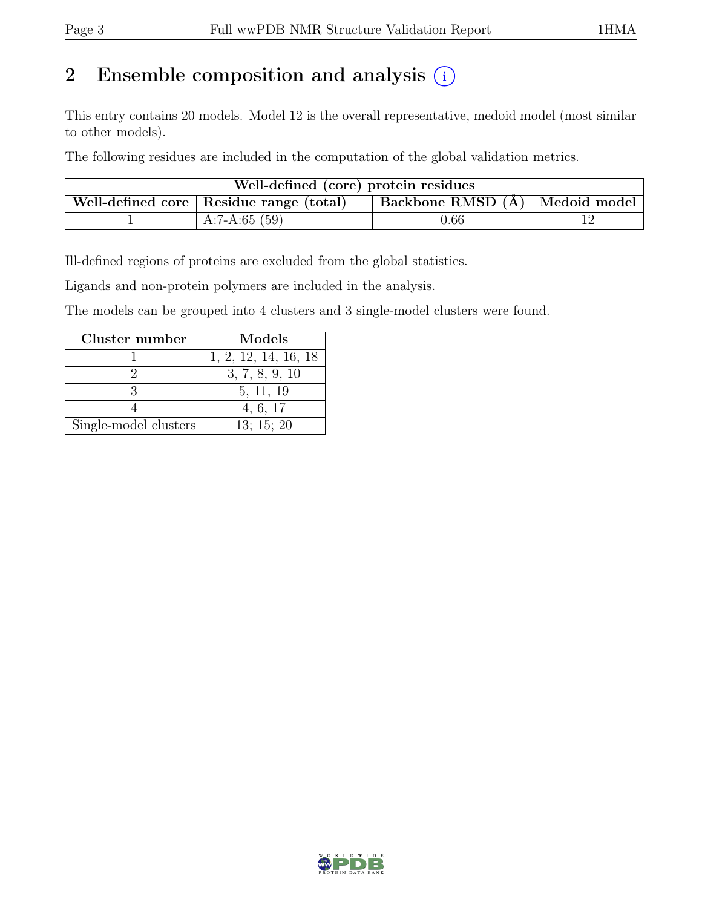# 2 Ensemble composition and analysis

This entry contains 20 models. Model 12 is the overall representative, medoid model (most similar to other models).

The following residues are included in the computation of the global validation metrics.

| Well-defined (core) protein residues | | | |
|---|---|---|---|
| Well-defined core | Residue range (total) | Backbone RMSD (Å) | Medoid model |
| 1 | A:7-A:65 (59) | 0.66 | 12 |

Ill-defined regions of proteins are excluded from the global statistics.

Ligands and non-protein polymers are included in the analysis.

The models can be grouped into 4 clusters and 3 single-model clusters were found.

| Cluster number | Models |
|---|---|
| 1 | 1, 2, 12, 14, 16, 18 |
| 2 | 3, 7, 8, 9, 10 |
| 3 | 5, 11, 19 |
| 4 | 4, 6, 17 |
| Single-model clusters | 13; 15; 20 |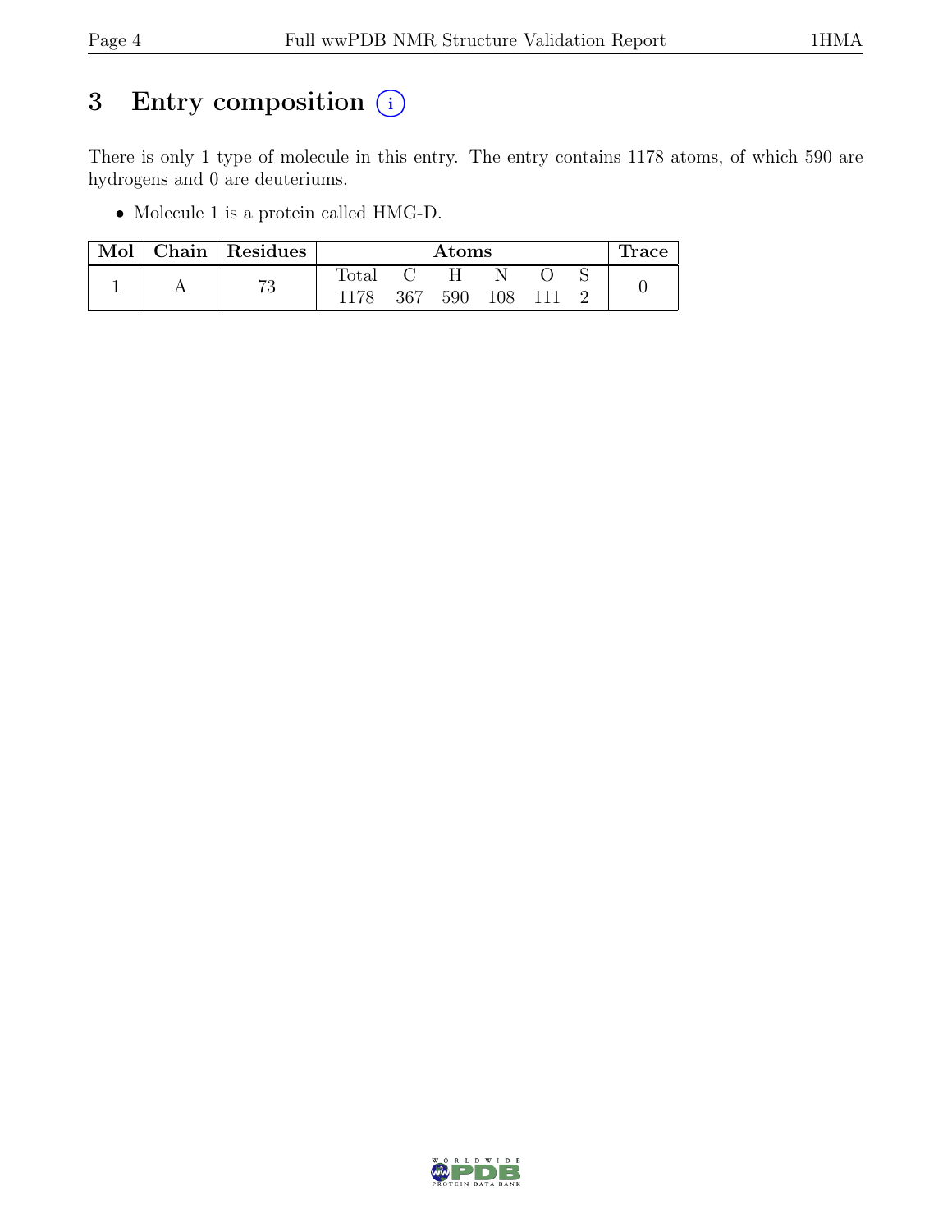# 3 Entry composition (i)

There is only 1 type of molecule in this entry. The entry contains 1178 atoms, of which 590 are hydrogens and 0 are deuteriums.

- Molecule 1 is a protein called HMG-D.

| Mol | Chain | Residues | Atoms | | | | | | Trace |
|---|---|---|---|---|---|---|---|---|---|
| | | | Total | C | H | N | O | S | |
| 1 | A | 73 | 1178 | 367 | 590 | 108 | 111 | 2 | 0 |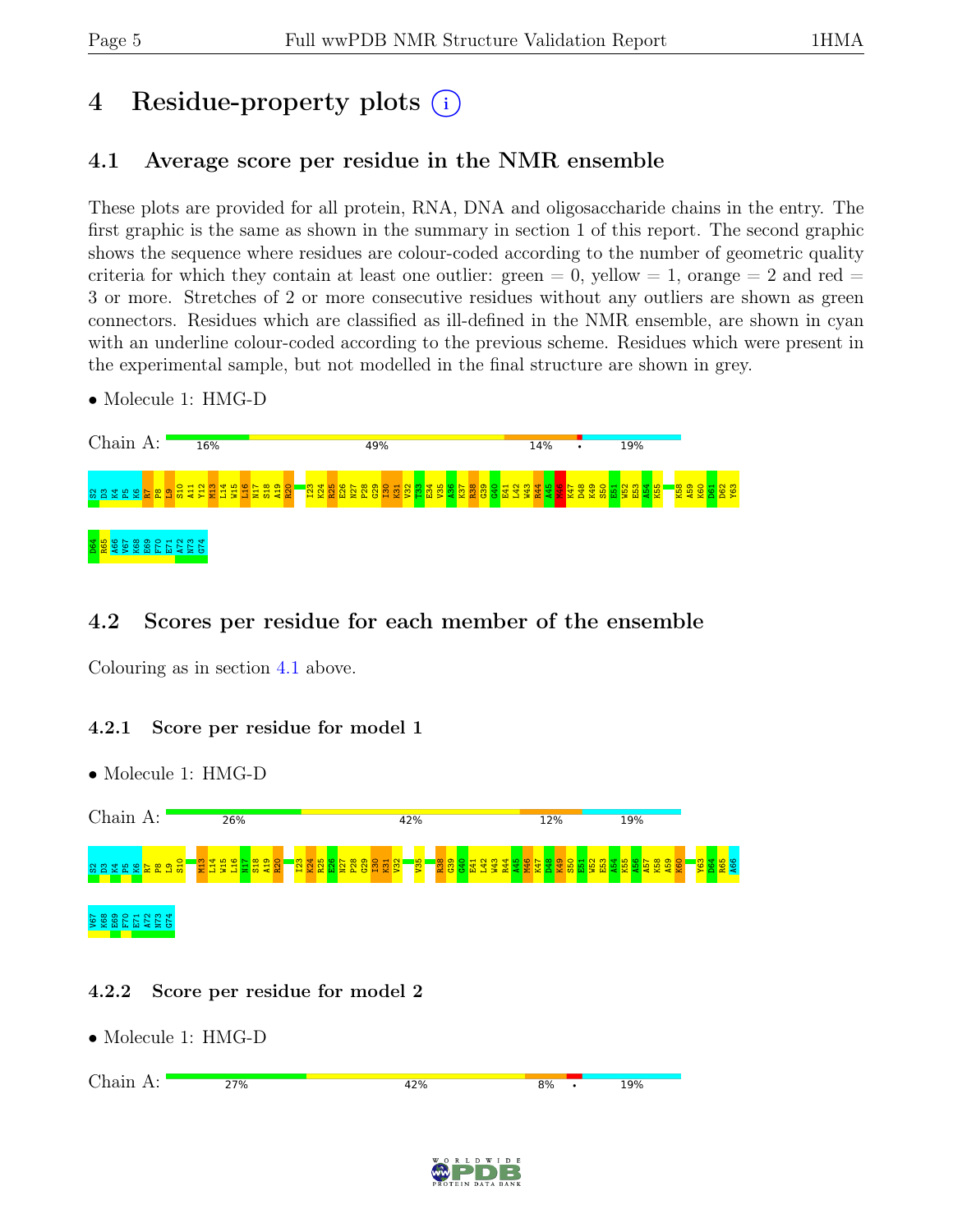# 4 Residue-property plots

## 4.1 Average score per residue in the NMR ensemble

These plots are provided for all protein, RNA, DNA and oligosaccharide chains in the entry. The first graphic is the same as shown in the summary in section 1 of this report. The second graphic shows the sequence where residues are colour-coded according to the number of geometric quality criteria for which they contain at least one outlier: green = 0, yellow = 1, orange = 2 and red = 3 or more. Stretches of 2 or more consecutive residues without any outliers are shown as green connectors. Residues which are classified as ill-defined in the NMR ensemble, are shown in cyan with an underline colour-coded according to the previous scheme. Residues which were present in the experimental sample, but not modelled in the final structure are shown in grey.

- Molecule 1: HMG-D

Chain A: 16% | 49% | 14% | • | 19%

S2 D3 K4 P5 K6 R7 P8 L9 S10 A11 Y12 M13 L14 W15 L16 N17 S18 A19 R20 I23 K24 R25 E26 N27 P28 G29 I30 K31 V32 T33 E34 V35 A36 K37 R38 G39 G40 E41 L42 W43 R44 A45 M46 K47 D48 K49 S50 E51 W52 E53 A54 K55 K58 A59 K60 D61 D62 Y63 D64 R65 A66 V67 K68 E69 F70 E71 A72 N73 G74

## 4.2 Scores per residue for each member of the ensemble

Colouring as in section 4.1 above.

### 4.2.1 Score per residue for model 1

- Molecule 1: HMG-D

Chain A: 26% | 42% | 12% | 19%

S2 D3 K4 P5 K6 R7 P8 L9 S10 M13 L14 W15 L16 N17 S18 A19 R20 I23 K24 R25 E26 N27 P28 G29 I30 K31 V32 V35 R38 G39 G40 E41 L42 W43 R44 A45 M46 K47 D48 K49 S50 E51 W52 E53 A54 K55 A56 A57 K58 A59 K60 Y63 D64 R65 A66 V67 K68 E69 F70 E71 A72 N73 G74

### 4.2.2 Score per residue for model 2

- Molecule 1: HMG-D

Chain A: 27% | 42% | 8% | • | 19%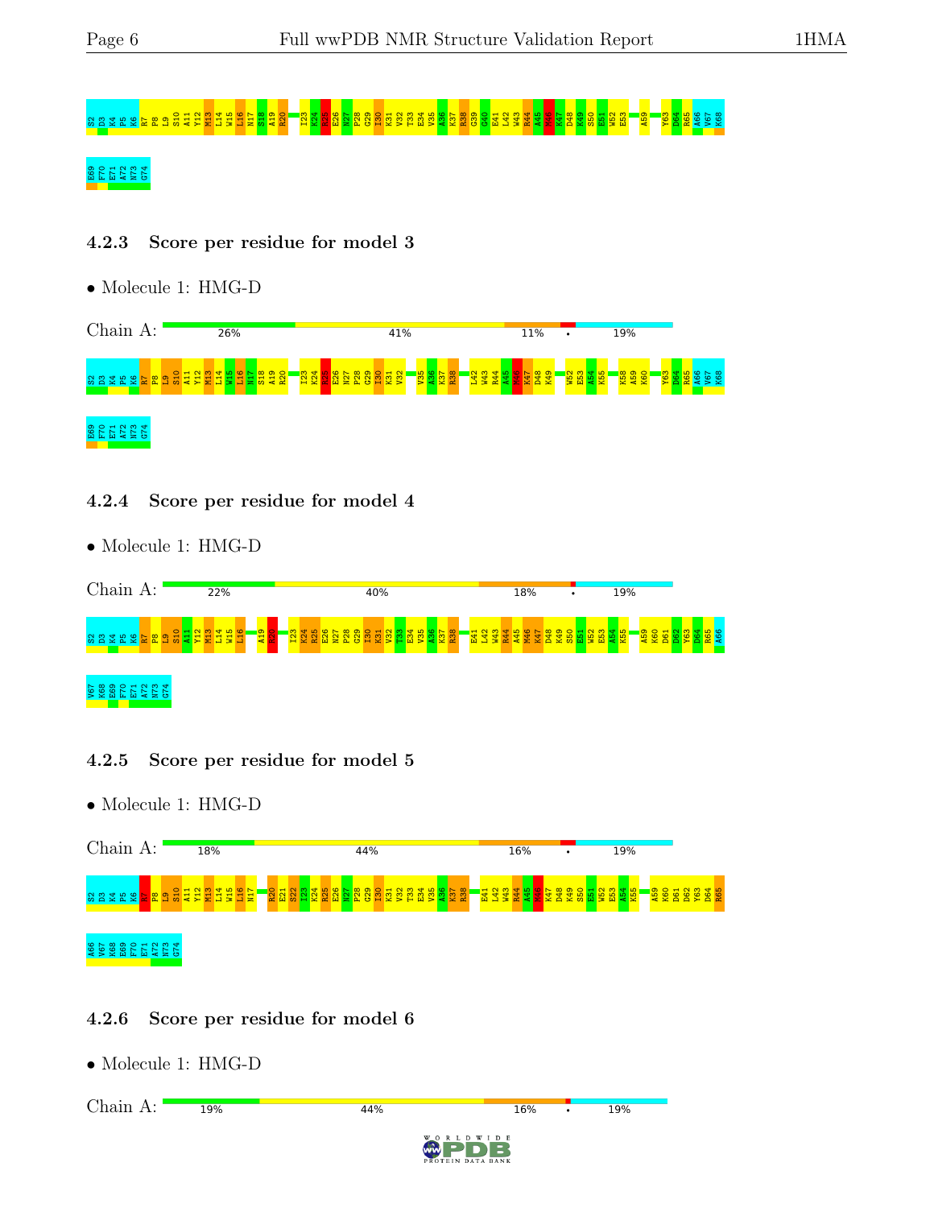S2 D3 K4 P5 K6 R7 P8 L9 S10 A11 Y12 M13 L14 W15 L16 N17 S18 A19 R20 I23 K24 R25 E26 N27 P28 G29 I30 K31 V32 T33 E34 V35 A36 K37 R38 G39 G40 E41 L42 W43 R44 A45 M46 K47 D48 K49 S50 E51 W52 E53 A59 Y63 D64 R65 A66 V67 K68

E69 F70 E71 A72 N73 G74

### 4.2.3 Score per residue for model 3

- Molecule 1: HMG-D

Chain A: 26% 41% 11% • 19%

S2 D3 K4 P5 K6 R7 P8 L9 S10 A11 Y12 M13 L14 W15 L16 N17 S18 A19 R20 I23 K24 R25 E26 N27 P28 G29 I30 K31 V32 V35 A36 K37 R38 L42 W43 R44 A45 M46 K47 D48 K49 W52 E53 A54 K55 K58 A59 K60 Y63 D64 R65 A66 V67 K68

E69 F70 E71 A72 N73 G74

### 4.2.4 Score per residue for model 4

- Molecule 1: HMG-D

Chain A: 22% 40% 18% • 19%

S2 D3 K4 P5 K6 R7 P8 L9 S10 A11 Y12 M13 L14 W15 L16 A19 R20 I23 K24 R25 E26 N27 P28 G29 I30 K31 V32 T33 E34 V35 A36 K37 R38 E41 L42 W43 R44 A45 M46 K47 D48 K49 S50 E51 W52 E53 A54 K55 A59 K60 D61 D62 Y63 D64 R65 A66

V67 K68 E69 F70 E71 A72 N73 G74

### 4.2.5 Score per residue for model 5

- Molecule 1: HMG-D

Chain A: 18% 44% 16% • 19%

S2 D3 K4 P5 K6 R7 P8 L9 S10 A11 Y12 M13 L14 W15 L16 N17 R20 E21 S22 I23 K24 R25 E26 N27 P28 G29 I30 K31 V32 T33 E34 V35 A36 K37 R38 E41 L42 W43 R44 A45 M46 K47 D48 K49 S50 E51 W52 E53 A54 K55 A59 K60 D61 D62 Y63 D64 R65

A66 V67 K68 E69 F70 E71 A72 N73 G74

### 4.2.6 Score per residue for model 6

- Molecule 1: HMG-D

Chain A: 19% 44% 16% • 19%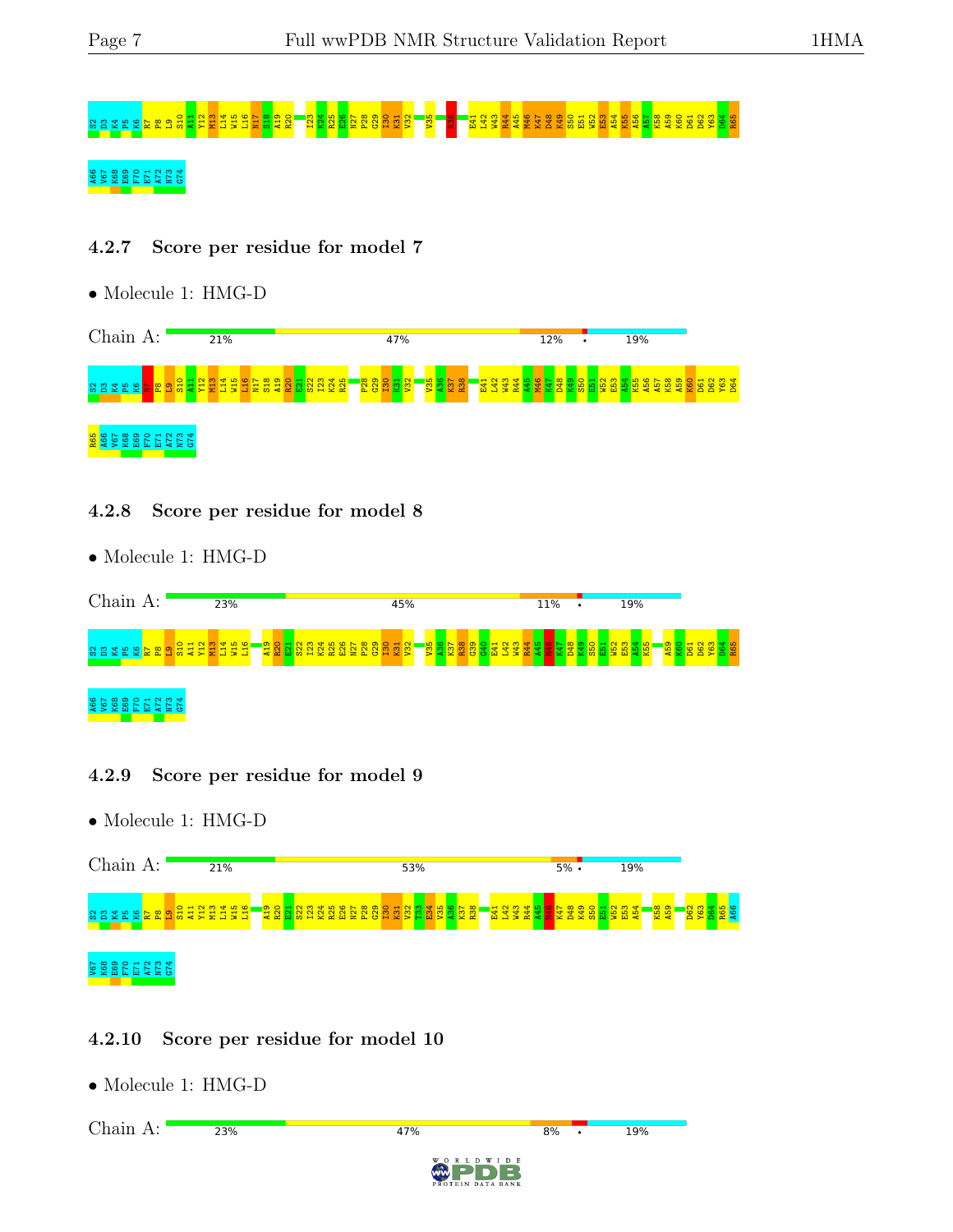S2 D3 K4 P5 K6 R7 P8 L9 S10 A11 Y12 M13 L14 W15 L16 N17 S18 A19 R20 I23 K24 R25 E26 N27 P28 G29 I30 K31 V32 V35 R38 E41 L42 W43 R44 A45 M46 K47 D48 K49 S50 E51 W52 E53 A54 K55 A56 A57 K58 A59 K60 D61 D62 Y63 D64 R65

A66 V67 K68 E69 F70 E71 A72 N73 G74

#### 4.2.7 Score per residue for model 7

- Molecule 1: HMG-D

Chain A: 21% 47% 12% • 19%

S2 D3 K4 P5 K6 R7 P8 L9 S10 A11 Y12 M13 L14 W15 L16 N17 S18 A19 R20 E21 S22 I23 K24 R25 P28 G29 I30 K31 V32 V35 A36 K37 R38 E41 L42 W43 R44 A45 M46 K47 D48 K49 S50 E51 W52 E53 A54 K55 A56 A57 K58 A59 K60 D61 D62 Y63 D64

R65 A66 V67 K68 E69 F70 E71 A72 N73 G74

#### 4.2.8 Score per residue for model 8

- Molecule 1: HMG-D

Chain A: 23% 45% 11% • 19%

S2 D3 K4 P5 K6 R7 P8 L9 S10 A11 Y12 M13 L14 W15 L16 A19 R20 E21 S22 I23 K24 R25 E26 N27 P28 G29 I30 K31 V32 V35 A36 K37 R38 G39 G40 E41 L42 W43 R44 A45 M46 K47 D48 K49 S50 E51 W52 E53 A54 K55 A59 K60 D61 D62 Y63 D64 R65

A66 V67 K68 E69 F70 E71 A72 N73 G74

#### 4.2.9 Score per residue for model 9

- Molecule 1: HMG-D

Chain A: 21% 53% 5% • 19%

S2 D3 K4 P5 K6 R7 P8 L9 S10 A11 Y12 M13 L14 W15 L16 A19 R20 E21 S22 I23 K24 R25 E26 N27 P28 G29 I30 K31 V32 T33 E34 V35 A36 K37 R38 E41 L42 W43 R44 A45 M46 K47 D48 K49 S50 E51 W52 E53 A54 K58 A59 D62 Y63 D64 R65 A66

V67 K68 E69 F70 E71 A72 N73 G74

#### 4.2.10 Score per residue for model 10

- Molecule 1: HMG-D

Chain A: 23% 47% 8% • 19%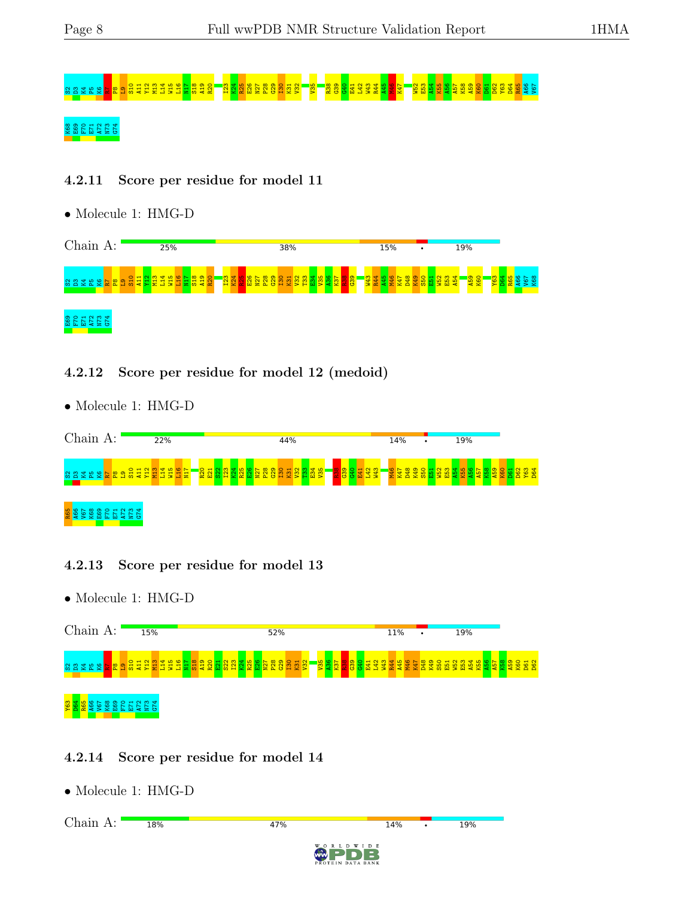S2 D3 K4 P5 K6 R7 P8 L9 S10 A11 Y12 M13 L14 W15 L16 N17 S18 A19 R20 I23 K24 R25 E26 N27 P28 G29 I30 K31 V32 V35 R38 G39 G40 E41 L42 W43 R44 A45 M46 K47 W52 E53 A54 K55 A56 A57 K58 A59 K60 D61 D62 Y63 D64 R65 A66 V67

K68 E69 F70 E71 A72 N73 G74

### 4.2.11 Score per residue for model 11

- Molecule 1: HMG-D

Chain A: 25% | 38% | 15% | • | 19%

S2 D3 K4 P5 K6 R7 P8 L9 S10 A11 Y12 M13 L14 W15 L16 N17 S18 A19 R20 I23 K24 R25 E26 N27 P28 G29 I30 K31 V32 T33 E34 V35 A36 K37 R38 G39 W43 R44 A45 M46 K47 D48 K49 S50 E51 W52 E53 A54 A59 K60 Y63 D64 R65 A66 V67 K68

E69 F70 E71 A72 N73 G74

### 4.2.12 Score per residue for model 12 (medoid)

- Molecule 1: HMG-D

Chain A: 22% | 44% | 14% | • | 19%

S2 D3 K4 P5 K6 R7 P8 L9 S10 A11 Y12 M13 L14 W15 L16 N17 R20 E21 S22 I23 K24 R25 E26 N27 P28 G29 I30 K31 V32 T33 E34 V35 R38 G39 G40 E41 L42 W43 M46 K47 D48 K49 S50 E51 W52 E53 A54 K55 A56 A57 K58 A59 K60 D61 D62 Y63 D64

R65 A66 V67 K68 E69 F70 E71 A72 N73 G74

### 4.2.13 Score per residue for model 13

- Molecule 1: HMG-D

Chain A: 15% | 52% | 11% | • | 19%

S2 D3 K4 P5 K6 R7 P8 L9 S10 A11 Y12 M13 L14 W15 L16 N17 S18 A19 R20 E21 S22 I23 K24 R25 E26 N27 P28 G29 I30 K31 V32 V35 A36 K37 R38 G39 G40 E41 L42 W43 R44 A45 M46 K47 D48 K49 S50 E51 W52 E53 A54 K55 A56 A57 K58 A59 K60 D61 D62

Y63 D64 R65 A66 V67 K68 E69 F70 E71 A72 N73 G74

### 4.2.14 Score per residue for model 14

- Molecule 1: HMG-D

Chain A: 18% | 47% | 14% | • | 19%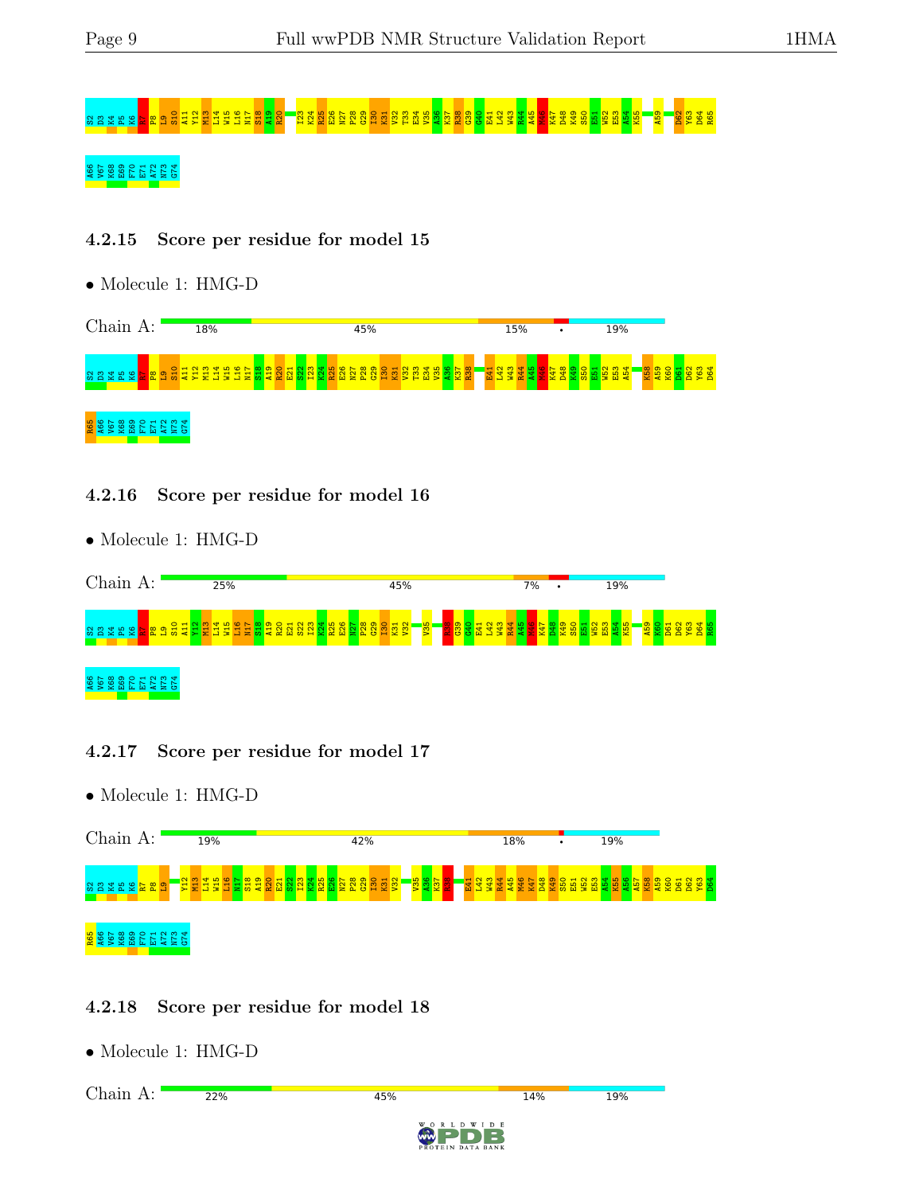S2 D3 K4 P5 K6 R7 P8 L9 S10 A11 Y12 M13 L14 W15 L16 N17 S18 A19 R20 I23 K24 R25 E26 N27 P28 G29 I30 K31 V32 T33 V35 A36 K37 R38 G39 G40 E41 L42 W43 R44 A45 M46 K47 D48 K49 S50 E51 W52 E53 A54 K55 A59 D62 Y63 D64 R65

A66 V67 K68 E69 F70 E71 A72 N73 G74

### 4.2.15 Score per residue for model 15

- Molecule 1: HMG-D

Chain A: 18% | 45% | 15% | • | 19%

S2 D3 K4 P5 K6 R7 P8 L9 S10 A11 Y12 M13 L14 W15 L16 N17 S18 A19 R20 E21 S22 I23 K24 R25 E26 N27 P28 G29 I30 K31 V32 T33 E34 V35 A36 K37 R38 E41 L42 W43 R44 A45 M46 K47 D48 K49 S50 E51 W52 E53 A54 K58 A59 K60 D61 D62 Y63 D64

R65 A66 V67 K68 E69 F70 E71 A72 N73 G74

### 4.2.16 Score per residue for model 16

- Molecule 1: HMG-D

Chain A: 25% | 45% | 7% | • | 19%

S2 D3 K4 P5 K6 R7 P8 L9 S10 A11 Y12 M13 L14 W15 L16 N17 S18 A19 R20 E21 S22 I23 K24 R25 E26 N27 P28 G29 I30 K31 V32 V35 R38 G39 G40 E41 L42 W43 R44 A45 M46 K47 D48 K49 S50 E51 W52 E53 A54 K55 A59 K60 D61 D62 Y63 D64 R65

A66 V67 K68 E69 F70 E71 A72 N73 G74

### 4.2.17 Score per residue for model 17

- Molecule 1: HMG-D

Chain A: 19% | 42% | 18% | • | 19%

S2 D3 K4 P5 K6 R7 P8 L9 Y12 M13 L14 W15 L16 N17 S18 A19 R20 E21 S22 I23 K24 R25 E26 N27 P28 G29 I30 K31 V32 V35 A36 K37 R38 E41 L42 W43 R44 A45 M46 K47 D48 K49 S50 E51 W52 E53 A54 K55 A56 A57 K58 A59 K60 D61 D62 Y63 D64

R65 A66 V67 K68 E69 F70 E71 A72 N73 G74

### 4.2.18 Score per residue for model 18

- Molecule 1: HMG-D

Chain A: 22% | 45% | 14% | 19%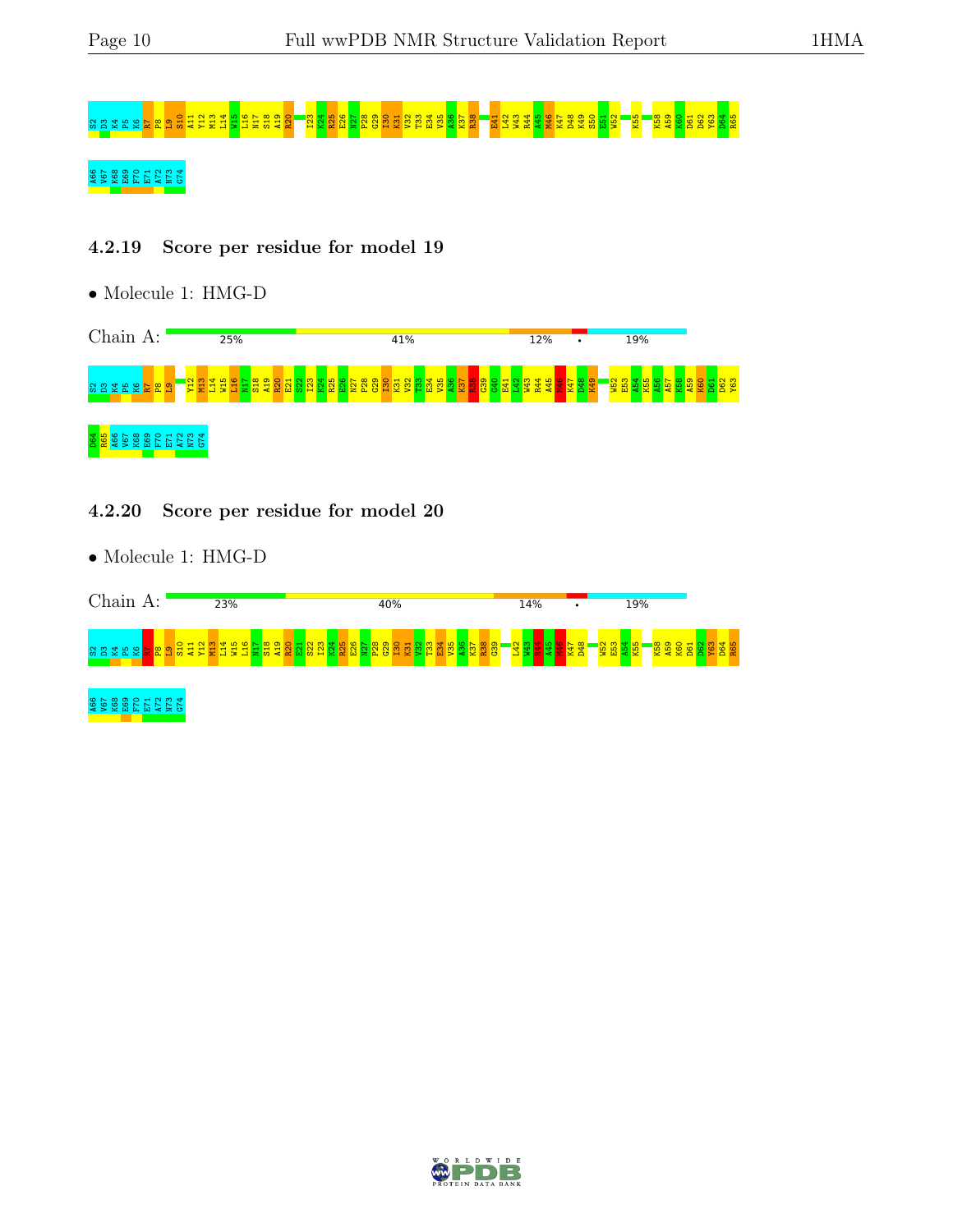S2 D3 K4 P5 K6 R7 P8 L9 S10 A11 Y12 M13 L14 W15 L16 N17 S18 A19 R20 I23 K24 R25 E26 N27 P28 G29 I30 K31 V32 T33 E34 V35 A36 K37 R38 E41 L42 W43 R44 A45 M46 K47 D48 K49 S50 E51 W52 K55 K58 A59 K60 D61 D62 Y63 D64 R65

A66 V67 K68 E69 F70 E71 A72 N73 G74

### 4.2.19 Score per residue for model 19

- Molecule 1: HMG-D

Chain A: 25% | 41% | 12% | • | 19%

S2 D3 K4 P5 K6 R7 P8 L9 Y12 M13 L14 W15 L16 N17 S18 A19 R20 E21 S22 I23 K24 R25 E26 N27 P28 G29 I30 K31 V32 T33 E34 V35 A36 K37 R38 G39 G40 E41 L42 W43 R44 A45 M46 K47 D48 K49 W52 E53 A54 K55 A56 A57 K58 A59 K60 D61 D62 Y63

D64 R65 A66 V67 K68 E69 F70 E71 A72 N73 G74

### 4.2.20 Score per residue for model 20

- Molecule 1: HMG-D

Chain A: 23% | 40% | 14% | • | 19%

S2 D3 K4 P5 K6 R7 P8 L9 S10 A11 Y12 M13 L14 W15 L16 N17 S18 A19 R20 E21 S22 I23 K24 R25 E26 N27 P28 G29 I30 K31 V32 T33 E34 V35 A36 K37 R38 G39 L42 W43 R44 A45 M46 K47 D48 W52 E53 A54 K55 K58 A59 K60 D61 D62 Y63 D64 R65

A66 V67 K68 E69 F70 E71 A72 N73 G74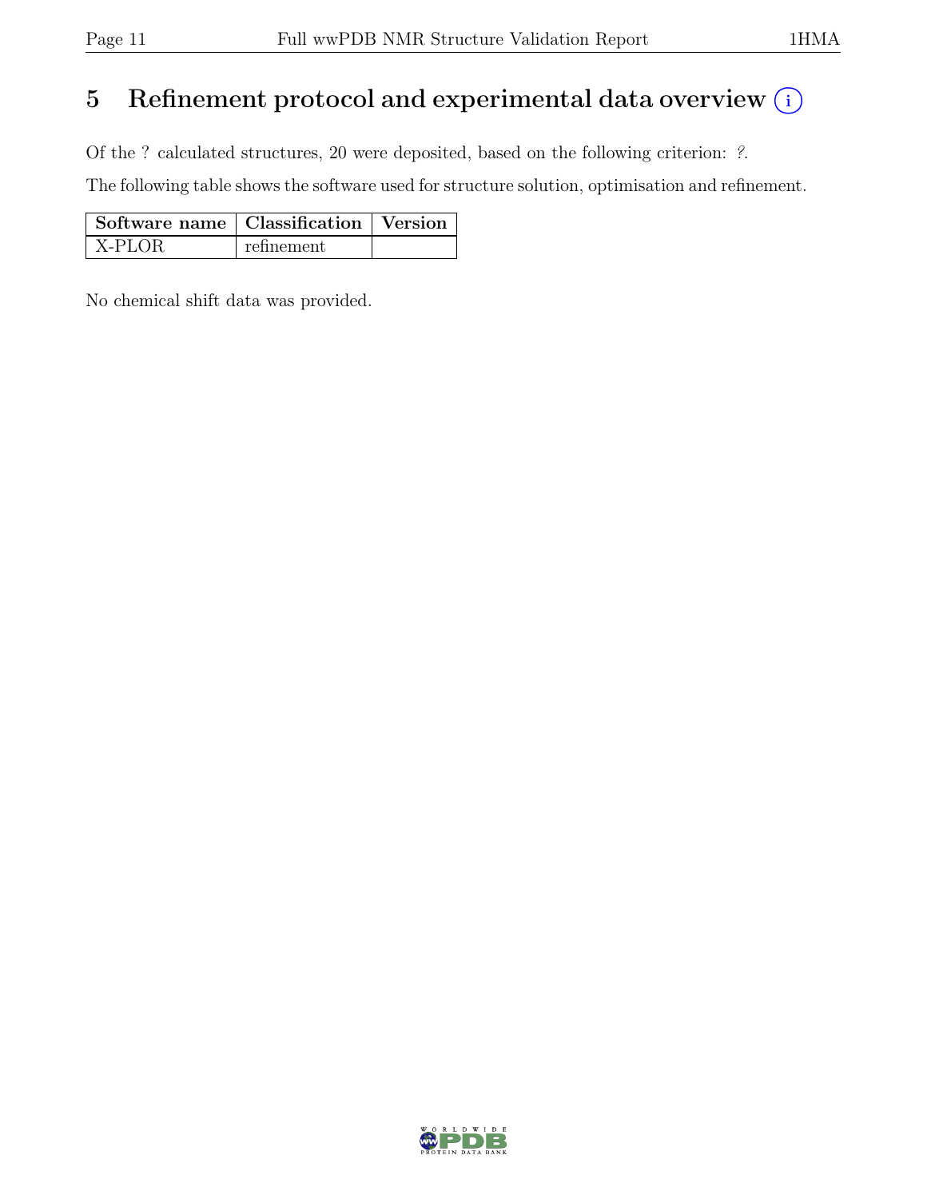# 5 Refinement protocol and experimental data overview

Of the ? calculated structures, 20 were deposited, based on the following criterion: *?*.

The following table shows the software used for structure solution, optimisation and refinement.

| Software name | Classification | Version |
|---|---|---|
| X-PLOR | refinement | |

No chemical shift data was provided.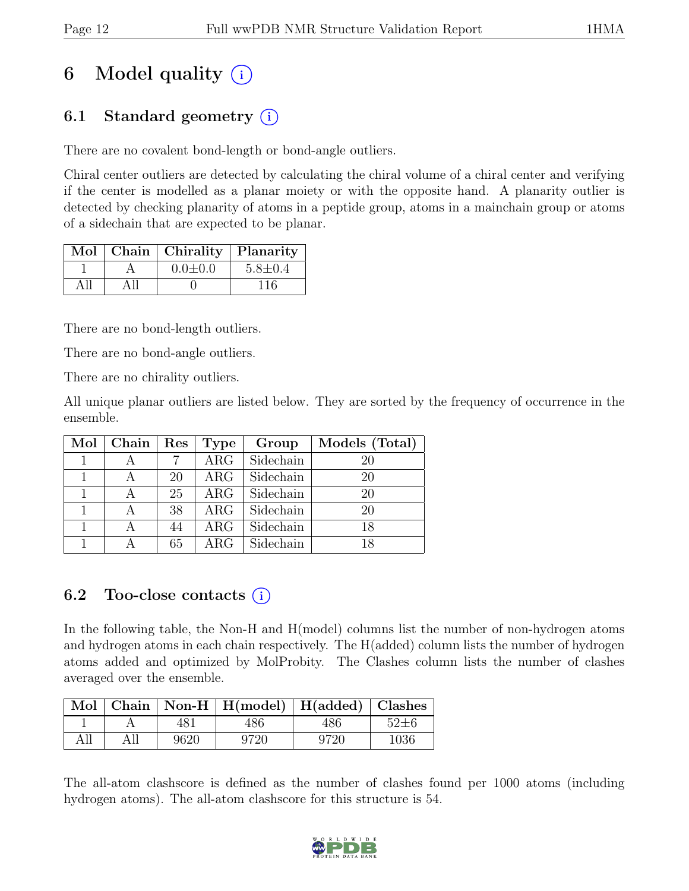# 6 Model quality (i)

## 6.1 Standard geometry (i)

There are no covalent bond-length or bond-angle outliers.

Chiral center outliers are detected by calculating the chiral volume of a chiral center and verifying if the center is modelled as a planar moiety or with the opposite hand. A planarity outlier is detected by checking planarity of atoms in a peptide group, atoms in a mainchain group or atoms of a sidechain that are expected to be planar.

| Mol | Chain | Chirality | Planarity |
|---|---|---|---|
| 1 | A | 0.0±0.0 | 5.8±0.4 |
| All | All | 0 | 116 |

There are no bond-length outliers.

There are no bond-angle outliers.

There are no chirality outliers.

All unique planar outliers are listed below. They are sorted by the frequency of occurrence in the ensemble.

| Mol | Chain | Res | Type | Group | Models (Total) |
|---|---|---|---|---|---|
| 1 | A | 7 | ARG | Sidechain | 20 |
| 1 | A | 20 | ARG | Sidechain | 20 |
| 1 | A | 25 | ARG | Sidechain | 20 |
| 1 | A | 38 | ARG | Sidechain | 20 |
| 1 | A | 44 | ARG | Sidechain | 18 |
| 1 | A | 65 | ARG | Sidechain | 18 |

## 6.2 Too-close contacts (i)

In the following table, the Non-H and H(model) columns list the number of non-hydrogen atoms and hydrogen atoms in each chain respectively. The H(added) column lists the number of hydrogen atoms added and optimized by MolProbity. The Clashes column lists the number of clashes averaged over the ensemble.

| Mol | Chain | Non-H | H(model) | H(added) | Clashes |
|---|---|---|---|---|---|
| 1 | A | 481 | 486 | 486 | 52±6 |
| All | All | 9620 | 9720 | 9720 | 1036 |

The all-atom clashscore is defined as the number of clashes found per 1000 atoms (including hydrogen atoms). The all-atom clashscore for this structure is 54.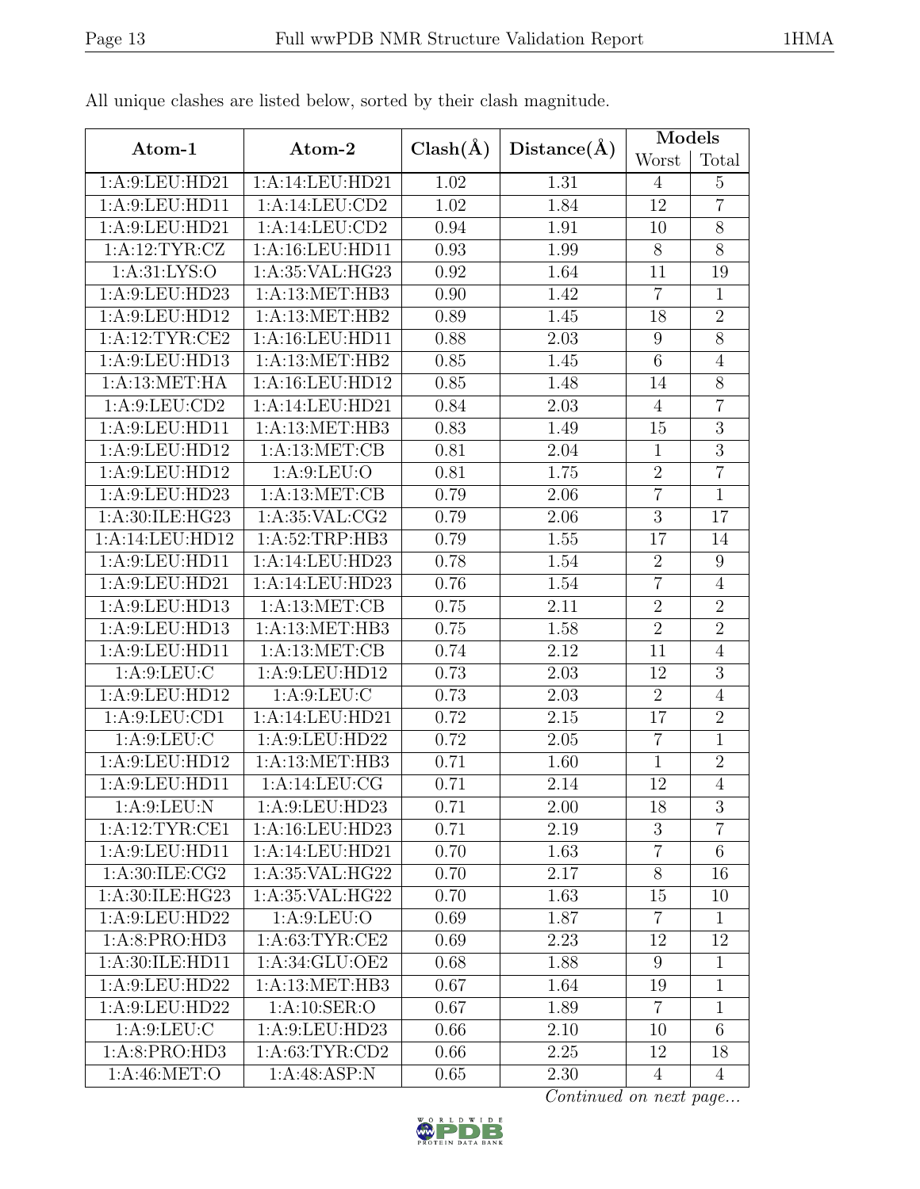All unique clashes are listed below, sorted by their clash magnitude.

| Atom-1 | Atom-2 | Clash(Å) | Distance(Å) | Models | |
|---|---|---|---|---|---|
| | | | | Worst | Total |
| 1:A:9:LEU:HD21 | 1:A:14:LEU:HD21 | 1.02 | 1.31 | 4 | 5 |
| 1:A:9:LEU:HD11 | 1:A:14:LEU:CD2 | 1.02 | 1.84 | 12 | 7 |
| 1:A:9:LEU:HD21 | 1:A:14:LEU:CD2 | 0.94 | 1.91 | 10 | 8 |
| 1:A:12:TYR:CZ | 1:A:16:LEU:HD11 | 0.93 | 1.99 | 8 | 8 |
| 1:A:31:LYS:O | 1:A:35:VAL:HG23 | 0.92 | 1.64 | 11 | 19 |
| 1:A:9:LEU:HD23 | 1:A:13:MET:HB3 | 0.90 | 1.42 | 7 | 1 |
| 1:A:9:LEU:HD12 | 1:A:13:MET:HB2 | 0.89 | 1.45 | 18 | 2 |
| 1:A:12:TYR:CE2 | 1:A:16:LEU:HD11 | 0.88 | 2.03 | 9 | 8 |
| 1:A:9:LEU:HD13 | 1:A:13:MET:HB2 | 0.85 | 1.45 | 6 | 4 |
| 1:A:13:MET:HA | 1:A:16:LEU:HD12 | 0.85 | 1.48 | 14 | 8 |
| 1:A:9:LEU:CD2 | 1:A:14:LEU:HD21 | 0.84 | 2.03 | 4 | 7 |
| 1:A:9:LEU:HD11 | 1:A:13:MET:HB3 | 0.83 | 1.49 | 15 | 3 |
| 1:A:9:LEU:HD12 | 1:A:13:MET:CB | 0.81 | 2.04 | 1 | 3 |
| 1:A:9:LEU:HD12 | 1:A:9:LEU:O | 0.81 | 1.75 | 2 | 7 |
| 1:A:9:LEU:HD23 | 1:A:13:MET:CB | 0.79 | 2.06 | 7 | 1 |
| 1:A:30:ILE:HG23 | 1:A:35:VAL:CG2 | 0.79 | 2.06 | 3 | 17 |
| 1:A:14:LEU:HD12 | 1:A:52:TRP:HB3 | 0.79 | 1.55 | 17 | 14 |
| 1:A:9:LEU:HD11 | 1:A:14:LEU:HD23 | 0.78 | 1.54 | 2 | 9 |
| 1:A:9:LEU:HD21 | 1:A:14:LEU:HD23 | 0.76 | 1.54 | 7 | 4 |
| 1:A:9:LEU:HD13 | 1:A:13:MET:CB | 0.75 | 2.11 | 2 | 2 |
| 1:A:9:LEU:HD13 | 1:A:13:MET:HB3 | 0.75 | 1.58 | 2 | 2 |
| 1:A:9:LEU:HD11 | 1:A:13:MET:CB | 0.74 | 2.12 | 11 | 4 |
| 1:A:9:LEU:C | 1:A:9:LEU:HD12 | 0.73 | 2.03 | 12 | 3 |
| 1:A:9:LEU:HD12 | 1:A:9:LEU:C | 0.73 | 2.03 | 2 | 4 |
| 1:A:9:LEU:CD1 | 1:A:14:LEU:HD21 | 0.72 | 2.15 | 17 | 2 |
| 1:A:9:LEU:C | 1:A:9:LEU:HD22 | 0.72 | 2.05 | 7 | 1 |
| 1:A:9:LEU:HD12 | 1:A:13:MET:HB3 | 0.71 | 1.60 | 1 | 2 |
| 1:A:9:LEU:HD11 | 1:A:14:LEU:CG | 0.71 | 2.14 | 12 | 4 |
| 1:A:9:LEU:N | 1:A:9:LEU:HD23 | 0.71 | 2.00 | 18 | 3 |
| 1:A:12:TYR:CE1 | 1:A:16:LEU:HD23 | 0.71 | 2.19 | 3 | 7 |
| 1:A:9:LEU:HD11 | 1:A:14:LEU:HD21 | 0.70 | 1.63 | 7 | 6 |
| 1:A:30:ILE:CG2 | 1:A:35:VAL:HG22 | 0.70 | 2.17 | 8 | 16 |
| 1:A:30:ILE:HG23 | 1:A:35:VAL:HG22 | 0.70 | 1.63 | 15 | 10 |
| 1:A:9:LEU:HD22 | 1:A:9:LEU:O | 0.69 | 1.87 | 7 | 1 |
| 1:A:8:PRO:HD3 | 1:A:63:TYR:CE2 | 0.69 | 2.23 | 12 | 12 |
| 1:A:30:ILE:HD11 | 1:A:34:GLU:OE2 | 0.68 | 1.88 | 9 | 1 |
| 1:A:9:LEU:HD22 | 1:A:13:MET:HB3 | 0.67 | 1.64 | 19 | 1 |
| 1:A:9:LEU:HD22 | 1:A:10:SER:O | 0.67 | 1.89 | 7 | 1 |
| 1:A:9:LEU:C | 1:A:9:LEU:HD23 | 0.66 | 2.10 | 10 | 6 |
| 1:A:8:PRO:HD3 | 1:A:63:TYR:CD2 | 0.66 | 2.25 | 12 | 18 |
| 1:A:46:MET:O | 1:A:48:ASP:N | 0.65 | 2.30 | 4 | 4 |

*Continued on next page...*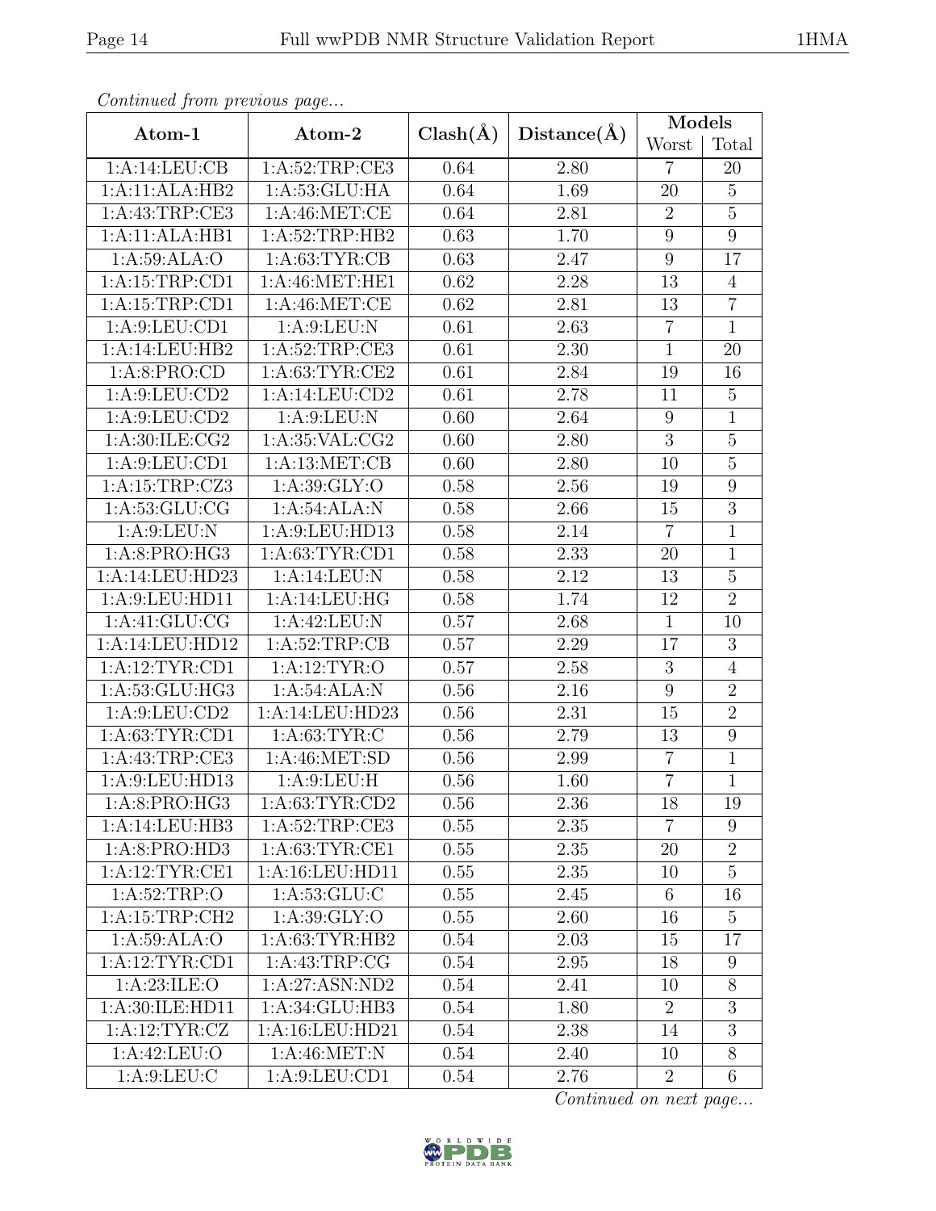*Continued from previous page...*

| Atom-1 | Atom-2 | Clash(Å) | Distance(Å) | Models | |
|---|---|---|---|---|---|
| | | | | Worst | Total |
| 1:A:14:LEU:CB | 1:A:52:TRP:CE3 | 0.64 | 2.80 | 7 | 20 |
| 1:A:11:ALA:HB2 | 1:A:53:GLU:HA | 0.64 | 1.69 | 20 | 5 |
| 1:A:43:TRP:CE3 | 1:A:46:MET:CE | 0.64 | 2.81 | 2 | 5 |
| 1:A:11:ALA:HB1 | 1:A:52:TRP:HB2 | 0.63 | 1.70 | 9 | 9 |
| 1:A:59:ALA:O | 1:A:63:TYR:CB | 0.63 | 2.47 | 9 | 17 |
| 1:A:15:TRP:CD1 | 1:A:46:MET:HE1 | 0.62 | 2.28 | 13 | 4 |
| 1:A:15:TRP:CD1 | 1:A:46:MET:CE | 0.62 | 2.81 | 13 | 7 |
| 1:A:9:LEU:CD1 | 1:A:9:LEU:N | 0.61 | 2.63 | 7 | 1 |
| 1:A:14:LEU:HB2 | 1:A:52:TRP:CE3 | 0.61 | 2.30 | 1 | 20 |
| 1:A:8:PRO:CD | 1:A:63:TYR:CE2 | 0.61 | 2.84 | 19 | 16 |
| 1:A:9:LEU:CD2 | 1:A:14:LEU:CD2 | 0.61 | 2.78 | 11 | 5 |
| 1:A:9:LEU:CD2 | 1:A:9:LEU:N | 0.60 | 2.64 | 9 | 1 |
| 1:A:30:ILE:CG2 | 1:A:35:VAL:CG2 | 0.60 | 2.80 | 3 | 5 |
| 1:A:9:LEU:CD1 | 1:A:13:MET:CB | 0.60 | 2.80 | 10 | 5 |
| 1:A:15:TRP:CZ3 | 1:A:39:GLY:O | 0.58 | 2.56 | 19 | 9 |
| 1:A:53:GLU:CG | 1:A:54:ALA:N | 0.58 | 2.66 | 15 | 3 |
| 1:A:9:LEU:N | 1:A:9:LEU:HD13 | 0.58 | 2.14 | 7 | 1 |
| 1:A:8:PRO:HG3 | 1:A:63:TYR:CD1 | 0.58 | 2.33 | 20 | 1 |
| 1:A:14:LEU:HD23 | 1:A:14:LEU:N | 0.58 | 2.12 | 13 | 5 |
| 1:A:9:LEU:HD11 | 1:A:14:LEU:HG | 0.58 | 1.74 | 12 | 2 |
| 1:A:41:GLU:CG | 1:A:42:LEU:N | 0.57 | 2.68 | 1 | 10 |
| 1:A:14:LEU:HD12 | 1:A:52:TRP:CB | 0.57 | 2.29 | 17 | 3 |
| 1:A:12:TYR:CD1 | 1:A:12:TYR:O | 0.57 | 2.58 | 3 | 4 |
| 1:A:53:GLU:HG3 | 1:A:54:ALA:N | 0.56 | 2.16 | 9 | 2 |
| 1:A:9:LEU:CD2 | 1:A:14:LEU:HD23 | 0.56 | 2.31 | 15 | 2 |
| 1:A:63:TYR:CD1 | 1:A:63:TYR:C | 0.56 | 2.79 | 13 | 9 |
| 1:A:43:TRP:CE3 | 1:A:46:MET:SD | 0.56 | 2.99 | 7 | 1 |
| 1:A:9:LEU:HD13 | 1:A:9:LEU:H | 0.56 | 1.60 | 7 | 1 |
| 1:A:8:PRO:HG3 | 1:A:63:TYR:CD2 | 0.56 | 2.36 | 18 | 19 |
| 1:A:14:LEU:HB3 | 1:A:52:TRP:CE3 | 0.55 | 2.35 | 7 | 9 |
| 1:A:8:PRO:HD3 | 1:A:63:TYR:CE1 | 0.55 | 2.35 | 20 | 2 |
| 1:A:12:TYR:CE1 | 1:A:16:LEU:HD11 | 0.55 | 2.35 | 10 | 5 |
| 1:A:52:TRP:O | 1:A:53:GLU:C | 0.55 | 2.45 | 6 | 16 |
| 1:A:15:TRP:CH2 | 1:A:39:GLY:O | 0.55 | 2.60 | 16 | 5 |
| 1:A:59:ALA:O | 1:A:63:TYR:HB2 | 0.54 | 2.03 | 15 | 17 |
| 1:A:12:TYR:CD1 | 1:A:43:TRP:CG | 0.54 | 2.95 | 18 | 9 |
| 1:A:23:ILE:O | 1:A:27:ASN:ND2 | 0.54 | 2.41 | 10 | 8 |
| 1:A:30:ILE:HD11 | 1:A:34:GLU:HB3 | 0.54 | 1.80 | 2 | 3 |
| 1:A:12:TYR:CZ | 1:A:16:LEU:HD21 | 0.54 | 2.38 | 14 | 3 |
| 1:A:42:LEU:O | 1:A:46:MET:N | 0.54 | 2.40 | 10 | 8 |
| 1:A:9:LEU:C | 1:A:9:LEU:CD1 | 0.54 | 2.76 | 2 | 6 |

*Continued on next page...*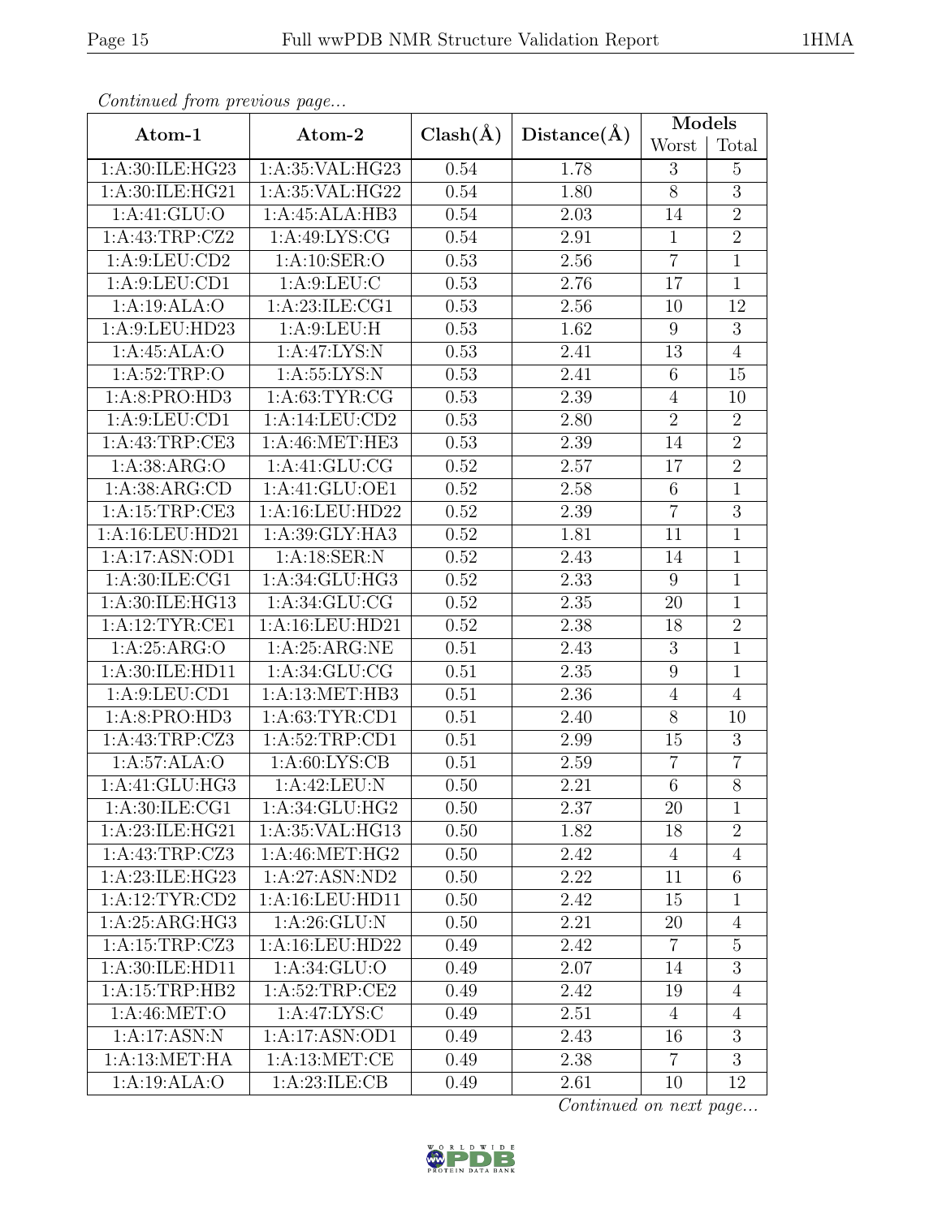*Continued from previous page...*

| Atom-1 | Atom-2 | Clash(Å) | Distance(Å) | Models | |
|---|---|---|---|---|---|
| | | | | Worst | Total |
| 1:A:30:ILE:HG23 | 1:A:35:VAL:HG23 | 0.54 | 1.78 | 3 | 5 |
| 1:A:30:ILE:HG21 | 1:A:35:VAL:HG22 | 0.54 | 1.80 | 8 | 3 |
| 1:A:41:GLU:O | 1:A:45:ALA:HB3 | 0.54 | 2.03 | 14 | 2 |
| 1:A:43:TRP:CZ2 | 1:A:49:LYS:CG | 0.54 | 2.91 | 1 | 2 |
| 1:A:9:LEU:CD2 | 1:A:10:SER:O | 0.53 | 2.56 | 7 | 1 |
| 1:A:9:LEU:CD1 | 1:A:9:LEU:C | 0.53 | 2.76 | 17 | 1 |
| 1:A:19:ALA:O | 1:A:23:ILE:CG1 | 0.53 | 2.56 | 10 | 12 |
| 1:A:9:LEU:HD23 | 1:A:9:LEU:H | 0.53 | 1.62 | 9 | 3 |
| 1:A:45:ALA:O | 1:A:47:LYS:N | 0.53 | 2.41 | 13 | 4 |
| 1:A:52:TRP:O | 1:A:55:LYS:N | 0.53 | 2.41 | 6 | 15 |
| 1:A:8:PRO:HD3 | 1:A:63:TYR:CG | 0.53 | 2.39 | 4 | 10 |
| 1:A:9:LEU:CD1 | 1:A:14:LEU:CD2 | 0.53 | 2.80 | 2 | 2 |
| 1:A:43:TRP:CE3 | 1:A:46:MET:HE3 | 0.53 | 2.39 | 14 | 2 |
| 1:A:38:ARG:O | 1:A:41:GLU:CG | 0.52 | 2.57 | 17 | 2 |
| 1:A:38:ARG:CD | 1:A:41:GLU:OE1 | 0.52 | 2.58 | 6 | 1 |
| 1:A:15:TRP:CE3 | 1:A:16:LEU:HD22 | 0.52 | 2.39 | 7 | 3 |
| 1:A:16:LEU:HD21 | 1:A:39:GLY:HA3 | 0.52 | 1.81 | 11 | 1 |
| 1:A:17:ASN:OD1 | 1:A:18:SER:N | 0.52 | 2.43 | 14 | 1 |
| 1:A:30:ILE:CG1 | 1:A:34:GLU:HG3 | 0.52 | 2.33 | 9 | 1 |
| 1:A:30:ILE:HG13 | 1:A:34:GLU:CG | 0.52 | 2.35 | 20 | 1 |
| 1:A:12:TYR:CE1 | 1:A:16:LEU:HD21 | 0.52 | 2.38 | 18 | 2 |
| 1:A:25:ARG:O | 1:A:25:ARG:NE | 0.51 | 2.43 | 3 | 1 |
| 1:A:30:ILE:HD11 | 1:A:34:GLU:CG | 0.51 | 2.35 | 9 | 1 |
| 1:A:9:LEU:CD1 | 1:A:13:MET:HB3 | 0.51 | 2.36 | 4 | 4 |
| 1:A:8:PRO:HD3 | 1:A:63:TYR:CD1 | 0.51 | 2.40 | 8 | 10 |
| 1:A:43:TRP:CZ3 | 1:A:52:TRP:CD1 | 0.51 | 2.99 | 15 | 3 |
| 1:A:57:ALA:O | 1:A:60:LYS:CB | 0.51 | 2.59 | 7 | 7 |
| 1:A:41:GLU:HG3 | 1:A:42:LEU:N | 0.50 | 2.21 | 6 | 8 |
| 1:A:30:ILE:CG1 | 1:A:34:GLU:HG2 | 0.50 | 2.37 | 20 | 1 |
| 1:A:23:ILE:HG21 | 1:A:35:VAL:HG13 | 0.50 | 1.82 | 18 | 2 |
| 1:A:43:TRP:CZ3 | 1:A:46:MET:HG2 | 0.50 | 2.42 | 4 | 4 |
| 1:A:23:ILE:HG23 | 1:A:27:ASN:ND2 | 0.50 | 2.22 | 11 | 6 |
| 1:A:12:TYR:CD2 | 1:A:16:LEU:HD11 | 0.50 | 2.42 | 15 | 1 |
| 1:A:25:ARG:HG3 | 1:A:26:GLU:N | 0.50 | 2.21 | 20 | 4 |
| 1:A:15:TRP:CZ3 | 1:A:16:LEU:HD22 | 0.49 | 2.42 | 7 | 5 |
| 1:A:30:ILE:HD11 | 1:A:34:GLU:O | 0.49 | 2.07 | 14 | 3 |
| 1:A:15:TRP:HB2 | 1:A:52:TRP:CE2 | 0.49 | 2.42 | 19 | 4 |
| 1:A:46:MET:O | 1:A:47:LYS:C | 0.49 | 2.51 | 4 | 4 |
| 1:A:17:ASN:N | 1:A:17:ASN:OD1 | 0.49 | 2.43 | 16 | 3 |
| 1:A:13:MET:HA | 1:A:13:MET:CE | 0.49 | 2.38 | 7 | 3 |
| 1:A:19:ALA:O | 1:A:23:ILE:CB | 0.49 | 2.61 | 10 | 12 |

*Continued on next page...*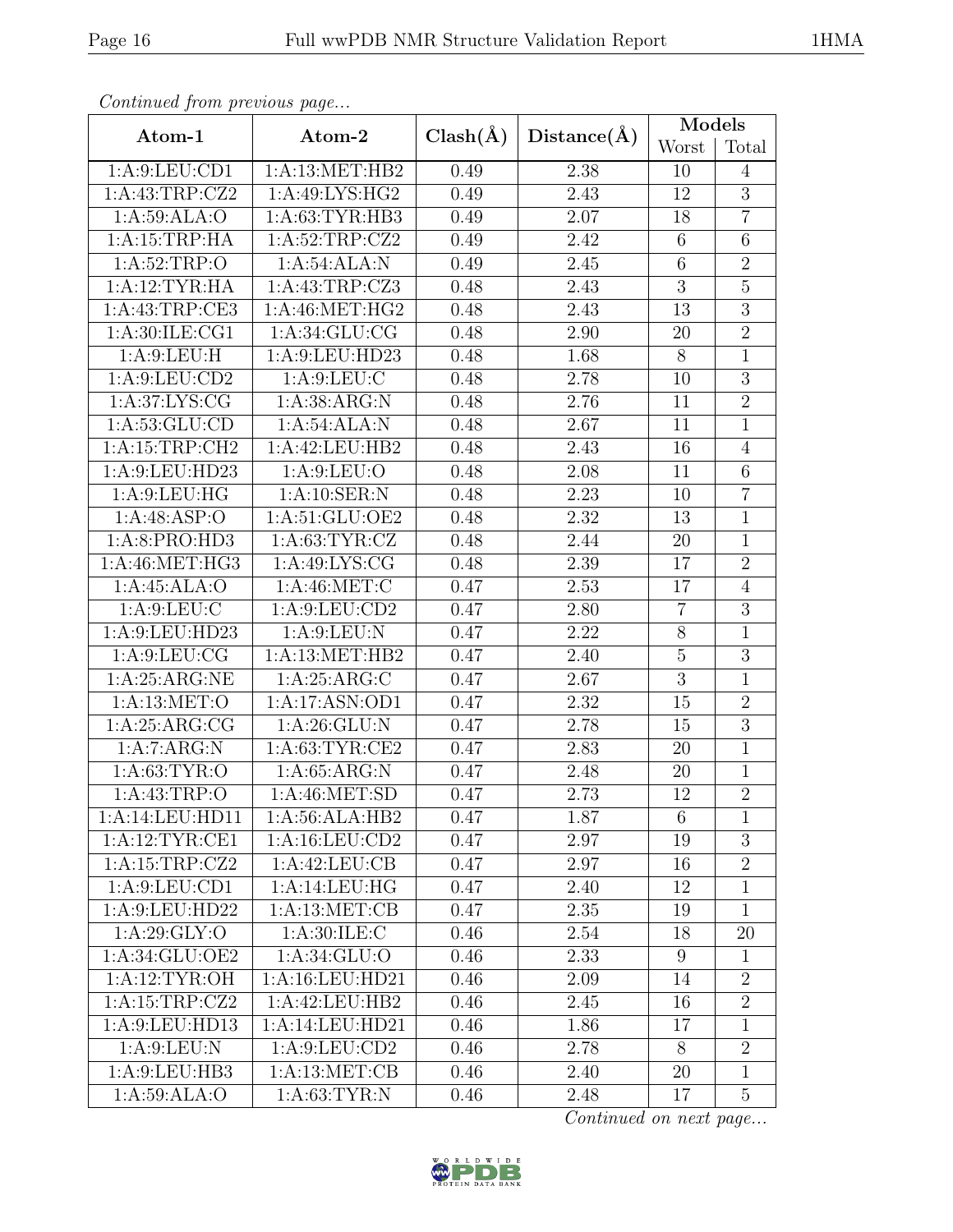*Continued from previous page...*

| Atom-1 | Atom-2 | Clash(Å) | Distance(Å) | Models | |
|---|---|---|---|---|---|
| | | | | Worst | Total |
| 1:A:9:LEU:CD1 | 1:A:13:MET:HB2 | 0.49 | 2.38 | 10 | 4 |
| 1:A:43:TRP:CZ2 | 1:A:49:LYS:HG2 | 0.49 | 2.43 | 12 | 3 |
| 1:A:59:ALA:O | 1:A:63:TYR:HB3 | 0.49 | 2.07 | 18 | 7 |
| 1:A:15:TRP:HA | 1:A:52:TRP:CZ2 | 0.49 | 2.42 | 6 | 6 |
| 1:A:52:TRP:O | 1:A:54:ALA:N | 0.49 | 2.45 | 6 | 2 |
| 1:A:12:TYR:HA | 1:A:43:TRP:CZ3 | 0.48 | 2.43 | 3 | 5 |
| 1:A:43:TRP:CE3 | 1:A:46:MET:HG2 | 0.48 | 2.43 | 13 | 3 |
| 1:A:30:ILE:CG1 | 1:A:34:GLU:CG | 0.48 | 2.90 | 20 | 2 |
| 1:A:9:LEU:H | 1:A:9:LEU:HD23 | 0.48 | 1.68 | 8 | 1 |
| 1:A:9:LEU:CD2 | 1:A:9:LEU:C | 0.48 | 2.78 | 10 | 3 |
| 1:A:37:LYS:CG | 1:A:38:ARG:N | 0.48 | 2.76 | 11 | 2 |
| 1:A:53:GLU:CD | 1:A:54:ALA:N | 0.48 | 2.67 | 11 | 1 |
| 1:A:15:TRP:CH2 | 1:A:42:LEU:HB2 | 0.48 | 2.43 | 16 | 4 |
| 1:A:9:LEU:HD23 | 1:A:9:LEU:O | 0.48 | 2.08 | 11 | 6 |
| 1:A:9:LEU:HG | 1:A:10:SER:N | 0.48 | 2.23 | 10 | 7 |
| 1:A:48:ASP:O | 1:A:51:GLU:OE2 | 0.48 | 2.32 | 13 | 1 |
| 1:A:8:PRO:HD3 | 1:A:63:TYR:CZ | 0.48 | 2.44 | 20 | 1 |
| 1:A:46:MET:HG3 | 1:A:49:LYS:CG | 0.48 | 2.39 | 17 | 2 |
| 1:A:45:ALA:O | 1:A:46:MET:C | 0.47 | 2.53 | 17 | 4 |
| 1:A:9:LEU:C | 1:A:9:LEU:CD2 | 0.47 | 2.80 | 7 | 3 |
| 1:A:9:LEU:HD23 | 1:A:9:LEU:N | 0.47 | 2.22 | 8 | 1 |
| 1:A:9:LEU:CG | 1:A:13:MET:HB2 | 0.47 | 2.40 | 5 | 3 |
| 1:A:25:ARG:NE | 1:A:25:ARG:C | 0.47 | 2.67 | 3 | 1 |
| 1:A:13:MET:O | 1:A:17:ASN:OD1 | 0.47 | 2.32 | 15 | 2 |
| 1:A:25:ARG:CG | 1:A:26:GLU:N | 0.47 | 2.78 | 15 | 3 |
| 1:A:7:ARG:N | 1:A:63:TYR:CE2 | 0.47 | 2.83 | 20 | 1 |
| 1:A:63:TYR:O | 1:A:65:ARG:N | 0.47 | 2.48 | 20 | 1 |
| 1:A:43:TRP:O | 1:A:46:MET:SD | 0.47 | 2.73 | 12 | 2 |
| 1:A:14:LEU:HD11 | 1:A:56:ALA:HB2 | 0.47 | 1.87 | 6 | 1 |
| 1:A:12:TYR:CE1 | 1:A:16:LEU:CD2 | 0.47 | 2.97 | 19 | 3 |
| 1:A:15:TRP:CZ2 | 1:A:42:LEU:CB | 0.47 | 2.97 | 16 | 2 |
| 1:A:9:LEU:CD1 | 1:A:14:LEU:HG | 0.47 | 2.40 | 12 | 1 |
| 1:A:9:LEU:HD22 | 1:A:13:MET:CB | 0.47 | 2.35 | 19 | 1 |
| 1:A:29:GLY:O | 1:A:30:ILE:C | 0.46 | 2.54 | 18 | 20 |
| 1:A:34:GLU:OE2 | 1:A:34:GLU:O | 0.46 | 2.33 | 9 | 1 |
| 1:A:12:TYR:OH | 1:A:16:LEU:HD21 | 0.46 | 2.09 | 14 | 2 |
| 1:A:15:TRP:CZ2 | 1:A:42:LEU:HB2 | 0.46 | 2.45 | 16 | 2 |
| 1:A:9:LEU:HD13 | 1:A:14:LEU:HD21 | 0.46 | 1.86 | 17 | 1 |
| 1:A:9:LEU:N | 1:A:9:LEU:CD2 | 0.46 | 2.78 | 8 | 2 |
| 1:A:9:LEU:HB3 | 1:A:13:MET:CB | 0.46 | 2.40 | 20 | 1 |
| 1:A:59:ALA:O | 1:A:63:TYR:N | 0.46 | 2.48 | 17 | 5 |

*Continued on next page...*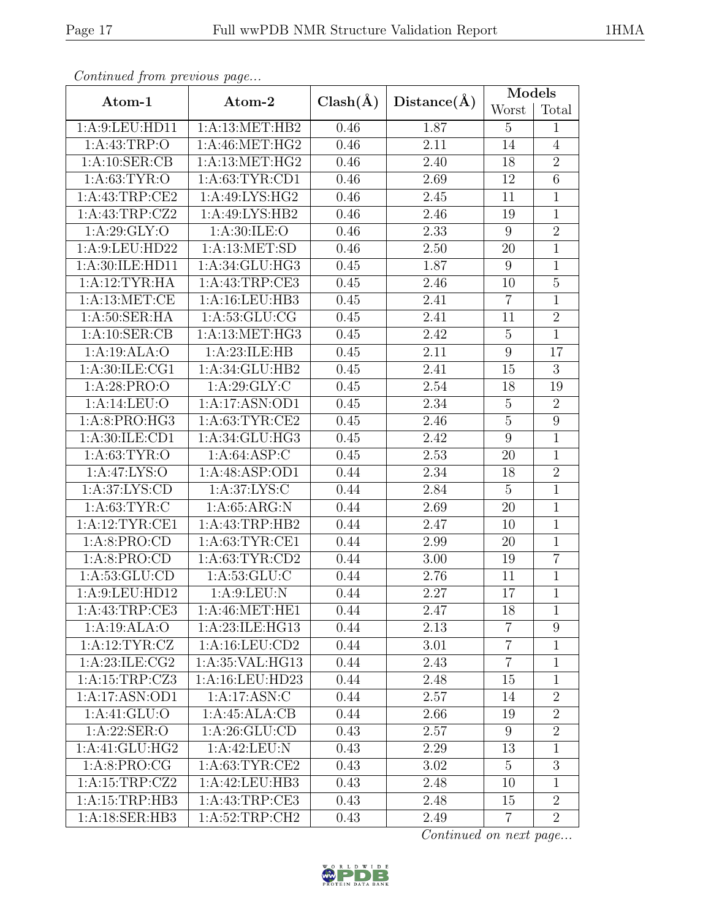*Continued from previous page...*

| Atom-1 | Atom-2 | Clash(Å) | Distance(Å) | Models | |
|---|---|---|---|---|---|
| | | | | Worst | Total |
| 1:A:9:LEU:HD11 | 1:A:13:MET:HB2 | 0.46 | 1.87 | 5 | 1 |
| 1:A:43:TRP:O | 1:A:46:MET:HG2 | 0.46 | 2.11 | 14 | 4 |
| 1:A:10:SER:CB | 1:A:13:MET:HG2 | 0.46 | 2.40 | 18 | 2 |
| 1:A:63:TYR:O | 1:A:63:TYR:CD1 | 0.46 | 2.69 | 12 | 6 |
| 1:A:43:TRP:CE2 | 1:A:49:LYS:HG2 | 0.46 | 2.45 | 11 | 1 |
| 1:A:43:TRP:CZ2 | 1:A:49:LYS:HB2 | 0.46 | 2.46 | 19 | 1 |
| 1:A:29:GLY:O | 1:A:30:ILE:O | 0.46 | 2.33 | 9 | 2 |
| 1:A:9:LEU:HD22 | 1:A:13:MET:SD | 0.46 | 2.50 | 20 | 1 |
| 1:A:30:ILE:HD11 | 1:A:34:GLU:HG3 | 0.45 | 1.87 | 9 | 1 |
| 1:A:12:TYR:HA | 1:A:43:TRP:CE3 | 0.45 | 2.46 | 10 | 5 |
| 1:A:13:MET:CE | 1:A:16:LEU:HB3 | 0.45 | 2.41 | 7 | 1 |
| 1:A:50:SER:HA | 1:A:53:GLU:CG | 0.45 | 2.41 | 11 | 2 |
| 1:A:10:SER:CB | 1:A:13:MET:HG3 | 0.45 | 2.42 | 5 | 1 |
| 1:A:19:ALA:O | 1:A:23:ILE:HB | 0.45 | 2.11 | 9 | 17 |
| 1:A:30:ILE:CG1 | 1:A:34:GLU:HB2 | 0.45 | 2.41 | 15 | 3 |
| 1:A:28:PRO:O | 1:A:29:GLY:C | 0.45 | 2.54 | 18 | 19 |
| 1:A:14:LEU:O | 1:A:17:ASN:OD1 | 0.45 | 2.34 | 5 | 2 |
| 1:A:8:PRO:HG3 | 1:A:63:TYR:CE2 | 0.45 | 2.46 | 5 | 9 |
| 1:A:30:ILE:CD1 | 1:A:34:GLU:HG3 | 0.45 | 2.42 | 9 | 1 |
| 1:A:63:TYR:O | 1:A:64:ASP:C | 0.45 | 2.53 | 20 | 1 |
| 1:A:47:LYS:O | 1:A:48:ASP:OD1 | 0.44 | 2.34 | 18 | 2 |
| 1:A:37:LYS:CD | 1:A:37:LYS:C | 0.44 | 2.84 | 5 | 1 |
| 1:A:63:TYR:C | 1:A:65:ARG:N | 0.44 | 2.69 | 20 | 1 |
| 1:A:12:TYR:CE1 | 1:A:43:TRP:HB2 | 0.44 | 2.47 | 10 | 1 |
| 1:A:8:PRO:CD | 1:A:63:TYR:CE1 | 0.44 | 2.99 | 20 | 1 |
| 1:A:8:PRO:CD | 1:A:63:TYR:CD2 | 0.44 | 3.00 | 19 | 7 |
| 1:A:53:GLU:CD | 1:A:53:GLU:C | 0.44 | 2.76 | 11 | 1 |
| 1:A:9:LEU:HD12 | 1:A:9:LEU:N | 0.44 | 2.27 | 17 | 1 |
| 1:A:43:TRP:CE3 | 1:A:46:MET:HE1 | 0.44 | 2.47 | 18 | 1 |
| 1:A:19:ALA:O | 1:A:23:ILE:HG13 | 0.44 | 2.13 | 7 | 9 |
| 1:A:12:TYR:CZ | 1:A:16:LEU:CD2 | 0.44 | 3.01 | 7 | 1 |
| 1:A:23:ILE:CG2 | 1:A:35:VAL:HG13 | 0.44 | 2.43 | 7 | 1 |
| 1:A:15:TRP:CZ3 | 1:A:16:LEU:HD23 | 0.44 | 2.48 | 15 | 1 |
| 1:A:17:ASN:OD1 | 1:A:17:ASN:C | 0.44 | 2.57 | 14 | 2 |
| 1:A:41:GLU:O | 1:A:45:ALA:CB | 0.44 | 2.66 | 19 | 2 |
| 1:A:22:SER:O | 1:A:26:GLU:CD | 0.43 | 2.57 | 9 | 2 |
| 1:A:41:GLU:HG2 | 1:A:42:LEU:N | 0.43 | 2.29 | 13 | 1 |
| 1:A:8:PRO:CG | 1:A:63:TYR:CE2 | 0.43 | 3.02 | 5 | 3 |
| 1:A:15:TRP:CZ2 | 1:A:42:LEU:HB3 | 0.43 | 2.48 | 10 | 1 |
| 1:A:15:TRP:HB3 | 1:A:43:TRP:CE3 | 0.43 | 2.48 | 15 | 2 |
| 1:A:18:SER:HB3 | 1:A:52:TRP:CH2 | 0.43 | 2.49 | 7 | 2 |

*Continued on next page...*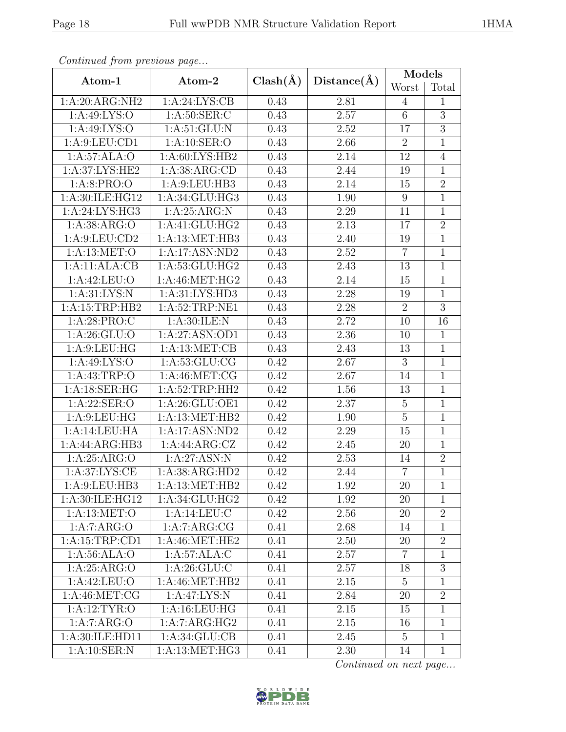*Continued from previous page...*

| Atom-1 | Atom-2 | Clash(Å) | Distance(Å) | Models | |
|---|---|---|---|---|---|
| | | | | Worst | Total |
| 1:A:20:ARG:NH2 | 1:A:24:LYS:CB | 0.43 | 2.81 | 4 | 1 |
| 1:A:49:LYS:O | 1:A:50:SER:C | 0.43 | 2.57 | 6 | 3 |
| 1:A:49:LYS:O | 1:A:51:GLU:N | 0.43 | 2.52 | 17 | 3 |
| 1:A:9:LEU:CD1 | 1:A:10:SER:O | 0.43 | 2.66 | 2 | 1 |
| 1:A:57:ALA:O | 1:A:60:LYS:HB2 | 0.43 | 2.14 | 12 | 4 |
| 1:A:37:LYS:HE2 | 1:A:38:ARG:CD | 0.43 | 2.44 | 19 | 1 |
| 1:A:8:PRO:O | 1:A:9:LEU:HB3 | 0.43 | 2.14 | 15 | 2 |
| 1:A:30:ILE:HG12 | 1:A:34:GLU:HG3 | 0.43 | 1.90 | 9 | 1 |
| 1:A:24:LYS:HG3 | 1:A:25:ARG:N | 0.43 | 2.29 | 11 | 1 |
| 1:A:38:ARG:O | 1:A:41:GLU:HG2 | 0.43 | 2.13 | 17 | 2 |
| 1:A:9:LEU:CD2 | 1:A:13:MET:HB3 | 0.43 | 2.40 | 19 | 1 |
| 1:A:13:MET:O | 1:A:17:ASN:ND2 | 0.43 | 2.52 | 7 | 1 |
| 1:A:11:ALA:CB | 1:A:53:GLU:HG2 | 0.43 | 2.43 | 13 | 1 |
| 1:A:42:LEU:O | 1:A:46:MET:HG2 | 0.43 | 2.14 | 15 | 1 |
| 1:A:31:LYS:N | 1:A:31:LYS:HD3 | 0.43 | 2.28 | 19 | 1 |
| 1:A:15:TRP:HB2 | 1:A:52:TRP:NE1 | 0.43 | 2.28 | 2 | 3 |
| 1:A:28:PRO:C | 1:A:30:ILE:N | 0.43 | 2.72 | 10 | 16 |
| 1:A:26:GLU:O | 1:A:27:ASN:OD1 | 0.43 | 2.36 | 10 | 1 |
| 1:A:9:LEU:HG | 1:A:13:MET:CB | 0.43 | 2.43 | 13 | 1 |
| 1:A:49:LYS:O | 1:A:53:GLU:CG | 0.42 | 2.67 | 3 | 1 |
| 1:A:43:TRP:O | 1:A:46:MET:CG | 0.42 | 2.67 | 14 | 1 |
| 1:A:18:SER:HG | 1:A:52:TRP:HH2 | 0.42 | 1.56 | 13 | 1 |
| 1:A:22:SER:O | 1:A:26:GLU:OE1 | 0.42 | 2.37 | 5 | 1 |
| 1:A:9:LEU:HG | 1:A:13:MET:HB2 | 0.42 | 1.90 | 5 | 1 |
| 1:A:14:LEU:HA | 1:A:17:ASN:ND2 | 0.42 | 2.29 | 15 | 1 |
| 1:A:44:ARG:HB3 | 1:A:44:ARG:CZ | 0.42 | 2.45 | 20 | 1 |
| 1:A:25:ARG:O | 1:A:27:ASN:N | 0.42 | 2.53 | 14 | 2 |
| 1:A:37:LYS:CE | 1:A:38:ARG:HD2 | 0.42 | 2.44 | 7 | 1 |
| 1:A:9:LEU:HB3 | 1:A:13:MET:HB2 | 0.42 | 1.92 | 20 | 1 |
| 1:A:30:ILE:HG12 | 1:A:34:GLU:HG2 | 0.42 | 1.92 | 20 | 1 |
| 1:A:13:MET:O | 1:A:14:LEU:C | 0.42 | 2.56 | 20 | 2 |
| 1:A:7:ARG:O | 1:A:7:ARG:CG | 0.41 | 2.68 | 14 | 1 |
| 1:A:15:TRP:CD1 | 1:A:46:MET:HE2 | 0.41 | 2.50 | 20 | 2 |
| 1:A:56:ALA:O | 1:A:57:ALA:C | 0.41 | 2.57 | 7 | 1 |
| 1:A:25:ARG:O | 1:A:26:GLU:C | 0.41 | 2.57 | 18 | 3 |
| 1:A:42:LEU:O | 1:A:46:MET:HB2 | 0.41 | 2.15 | 5 | 1 |
| 1:A:46:MET:CG | 1:A:47:LYS:N | 0.41 | 2.84 | 20 | 2 |
| 1:A:12:TYR:O | 1:A:16:LEU:HG | 0.41 | 2.15 | 15 | 1 |
| 1:A:7:ARG:O | 1:A:7:ARG:HG2 | 0.41 | 2.15 | 16 | 1 |
| 1:A:30:ILE:HD11 | 1:A:34:GLU:CB | 0.41 | 2.45 | 5 | 1 |
| 1:A:10:SER:N | 1:A:13:MET:HG3 | 0.41 | 2.30 | 14 | 1 |

*Continued on next page...*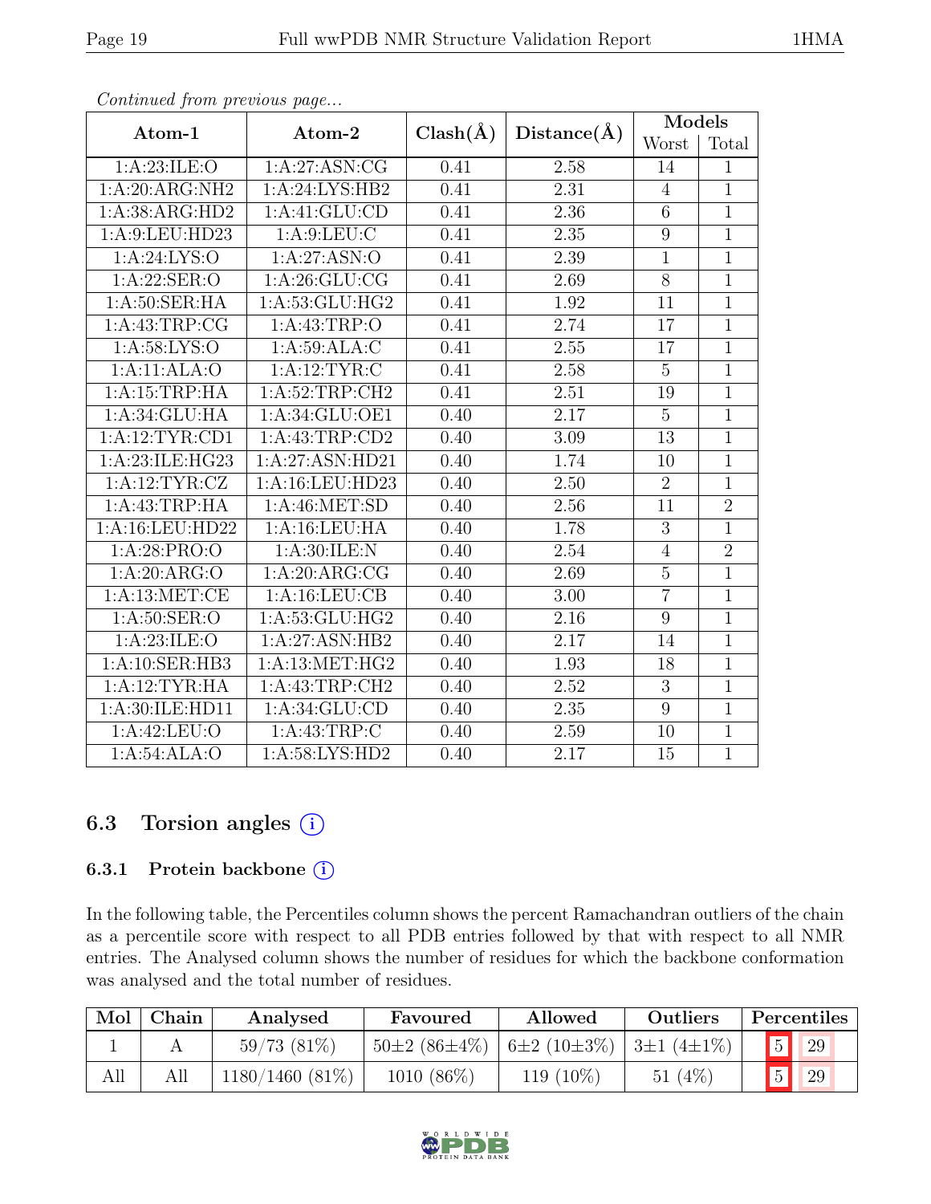*Continued from previous page...*

| Atom-1 | Atom-2 | Clash(Å) | Distance(Å) | Models | |
|---|---|---|---|---|---|
| | | | | Worst | Total |
| 1:A:23:ILE:O | 1:A:27:ASN:CG | 0.41 | 2.58 | 14 | 1 |
| 1:A:20:ARG:NH2 | 1:A:24:LYS:HB2 | 0.41 | 2.31 | 4 | 1 |
| 1:A:38:ARG:HD2 | 1:A:41:GLU:CD | 0.41 | 2.36 | 6 | 1 |
| 1:A:9:LEU:HD23 | 1:A:9:LEU:C | 0.41 | 2.35 | 9 | 1 |
| 1:A:24:LYS:O | 1:A:27:ASN:O | 0.41 | 2.39 | 1 | 1 |
| 1:A:22:SER:O | 1:A:26:GLU:CG | 0.41 | 2.69 | 8 | 1 |
| 1:A:50:SER:HA | 1:A:53:GLU:HG2 | 0.41 | 1.92 | 11 | 1 |
| 1:A:43:TRP:CG | 1:A:43:TRP:O | 0.41 | 2.74 | 17 | 1 |
| 1:A:58:LYS:O | 1:A:59:ALA:C | 0.41 | 2.55 | 17 | 1 |
| 1:A:11:ALA:O | 1:A:12:TYR:C | 0.41 | 2.58 | 5 | 1 |
| 1:A:15:TRP:HA | 1:A:52:TRP:CH2 | 0.41 | 2.51 | 19 | 1 |
| 1:A:34:GLU:HA | 1:A:34:GLU:OE1 | 0.40 | 2.17 | 5 | 1 |
| 1:A:12:TYR:CD1 | 1:A:43:TRP:CD2 | 0.40 | 3.09 | 13 | 1 |
| 1:A:23:ILE:HG23 | 1:A:27:ASN:HD21 | 0.40 | 1.74 | 10 | 1 |
| 1:A:12:TYR:CZ | 1:A:16:LEU:HD23 | 0.40 | 2.50 | 2 | 1 |
| 1:A:43:TRP:HA | 1:A:46:MET:SD | 0.40 | 2.56 | 11 | 2 |
| 1:A:16:LEU:HD22 | 1:A:16:LEU:HA | 0.40 | 1.78 | 3 | 1 |
| 1:A:28:PRO:O | 1:A:30:ILE:N | 0.40 | 2.54 | 4 | 2 |
| 1:A:20:ARG:O | 1:A:20:ARG:CG | 0.40 | 2.69 | 5 | 1 |
| 1:A:13:MET:CE | 1:A:16:LEU:CB | 0.40 | 3.00 | 7 | 1 |
| 1:A:50:SER:O | 1:A:53:GLU:HG2 | 0.40 | 2.16 | 9 | 1 |
| 1:A:23:ILE:O | 1:A:27:ASN:HB2 | 0.40 | 2.17 | 14 | 1 |
| 1:A:10:SER:HB3 | 1:A:13:MET:HG2 | 0.40 | 1.93 | 18 | 1 |
| 1:A:12:TYR:HA | 1:A:43:TRP:CH2 | 0.40 | 2.52 | 3 | 1 |
| 1:A:30:ILE:HD11 | 1:A:34:GLU:CD | 0.40 | 2.35 | 9 | 1 |
| 1:A:42:LEU:O | 1:A:43:TRP:C | 0.40 | 2.59 | 10 | 1 |
| 1:A:54:ALA:O | 1:A:58:LYS:HD2 | 0.40 | 2.17 | 15 | 1 |

## 6.3 Torsion angles

### 6.3.1 Protein backbone

In the following table, the Percentiles column shows the percent Ramachandran outliers of the chain as a percentile score with respect to all PDB entries followed by that with respect to all NMR entries. The Analysed column shows the number of residues for which the backbone conformation was analysed and the total number of residues.

| Mol | Chain | Analysed | Favoured | Allowed | Outliers | Percentiles | |
|---|---|---|---|---|---|---|---|
| 1 | A | 59/73 (81%) | 50±2 (86±4%) | 6±2 (10±3%) | 3±1 (4±1%) | 5 | 29 |
| All | All | 1180/1460 (81%) | 1010 (86%) | 119 (10%) | 51 (4%) | 5 | 29 |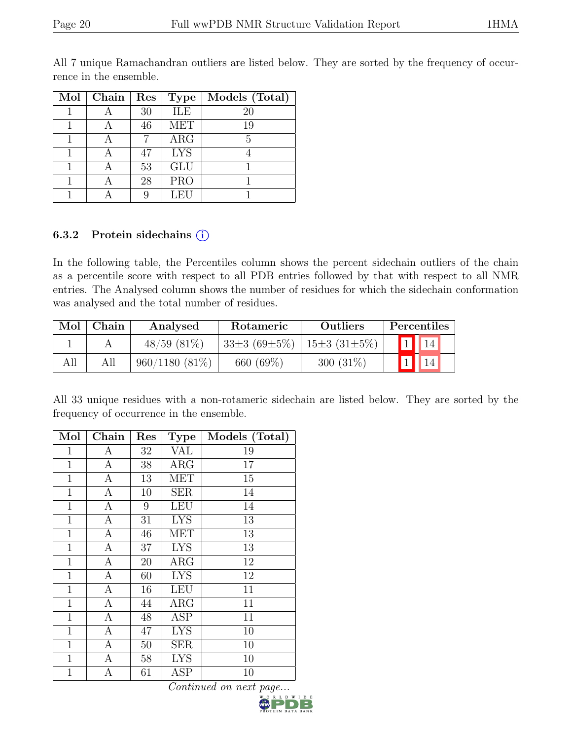All 7 unique Ramachandran outliers are listed below. They are sorted by the frequency of occurrence in the ensemble.

| Mol | Chain | Res | Type | Models (Total) |
|---|---|---|---|---|
| 1 | A | 30 | ILE | 20 |
| 1 | A | 46 | MET | 19 |
| 1 | A | 7 | ARG | 5 |
| 1 | A | 47 | LYS | 4 |
| 1 | A | 53 | GLU | 1 |
| 1 | A | 28 | PRO | 1 |
| 1 | A | 9 | LEU | 1 |

### 6.3.2 Protein sidechains (i)

In the following table, the Percentiles column shows the percent sidechain outliers of the chain as a percentile score with respect to all PDB entries followed by that with respect to all NMR entries. The Analysed column shows the number of residues for which the sidechain conformation was analysed and the total number of residues.

| Mol | Chain | Analysed | Rotameric | Outliers | Percentiles | |
|---|---|---|---|---|---|---|
| 1 | A | 48/59 (81%) | 33±3 (69±5%) | 15±3 (31±5%) | 1 | 14 |
| All | All | 960/1180 (81%) | 660 (69%) | 300 (31%) | 1 | 14 |

All 33 unique residues with a non-rotameric sidechain are listed below. They are sorted by the frequency of occurrence in the ensemble.

| Mol | Chain | Res | Type | Models (Total) |
|---|---|---|---|---|
| 1 | A | 32 | VAL | 19 |
| 1 | A | 38 | ARG | 17 |
| 1 | A | 13 | MET | 15 |
| 1 | A | 10 | SER | 14 |
| 1 | A | 9 | LEU | 14 |
| 1 | A | 31 | LYS | 13 |
| 1 | A | 46 | MET | 13 |
| 1 | A | 37 | LYS | 13 |
| 1 | A | 20 | ARG | 12 |
| 1 | A | 60 | LYS | 12 |
| 1 | A | 16 | LEU | 11 |
| 1 | A | 44 | ARG | 11 |
| 1 | A | 48 | ASP | 11 |
| 1 | A | 47 | LYS | 10 |
| 1 | A | 50 | SER | 10 |
| 1 | A | 58 | LYS | 10 |
| 1 | A | 61 | ASP | 10 |

*Continued on next page...*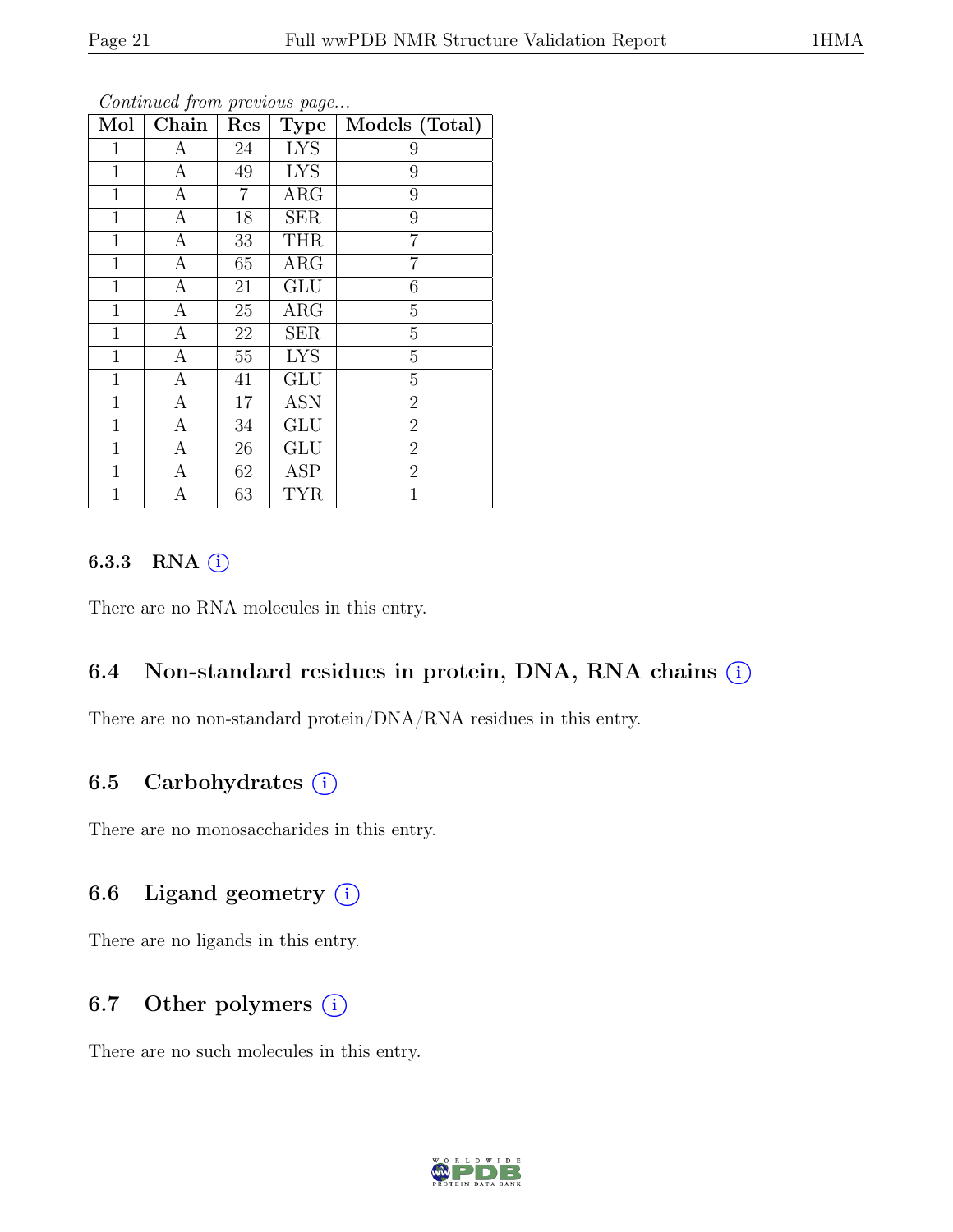*Continued from previous page...*

| Mol | Chain | Res | Type | Models (Total) |
|---|---|---|---|---|
| 1 | A | 24 | LYS | 9 |
| 1 | A | 49 | LYS | 9 |
| 1 | A | 7 | ARG | 9 |
| 1 | A | 18 | SER | 9 |
| 1 | A | 33 | THR | 7 |
| 1 | A | 65 | ARG | 7 |
| 1 | A | 21 | GLU | 6 |
| 1 | A | 25 | ARG | 5 |
| 1 | A | 22 | SER | 5 |
| 1 | A | 55 | LYS | 5 |
| 1 | A | 41 | GLU | 5 |
| 1 | A | 17 | ASN | 2 |
| 1 | A | 34 | GLU | 2 |
| 1 | A | 26 | GLU | 2 |
| 1 | A | 62 | ASP | 2 |
| 1 | A | 63 | TYR | 1 |

#### 6.3.3 RNA (i)

There are no RNA molecules in this entry.

### 6.4 Non-standard residues in protein, DNA, RNA chains (i)

There are no non-standard protein/DNA/RNA residues in this entry.

### 6.5 Carbohydrates (i)

There are no monosaccharides in this entry.

### 6.6 Ligand geometry (i)

There are no ligands in this entry.

### 6.7 Other polymers (i)

There are no such molecules in this entry.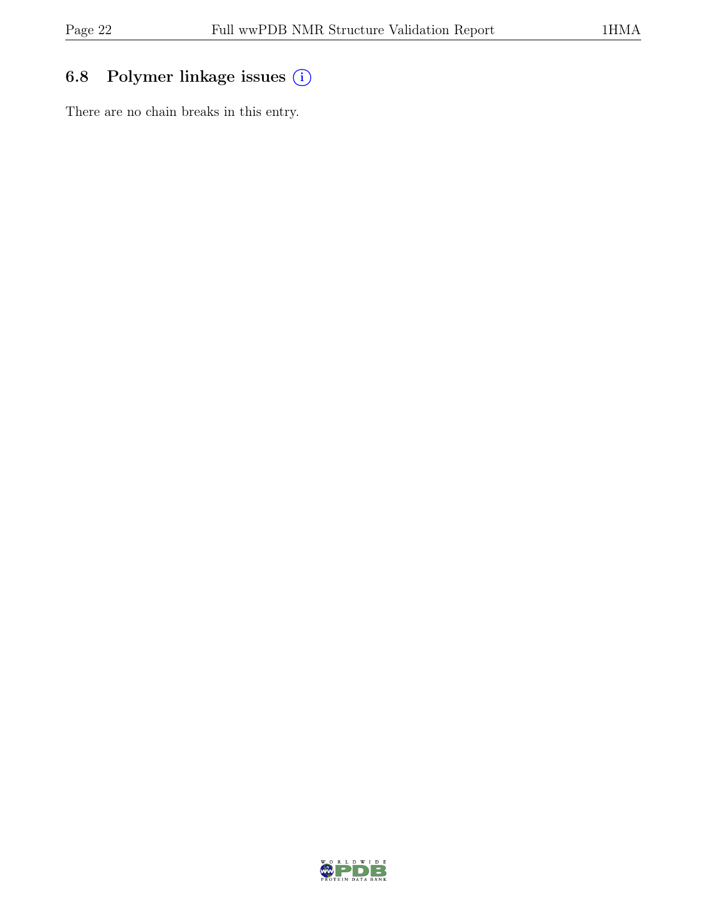## 6.8 Polymer linkage issues (i)

There are no chain breaks in this entry.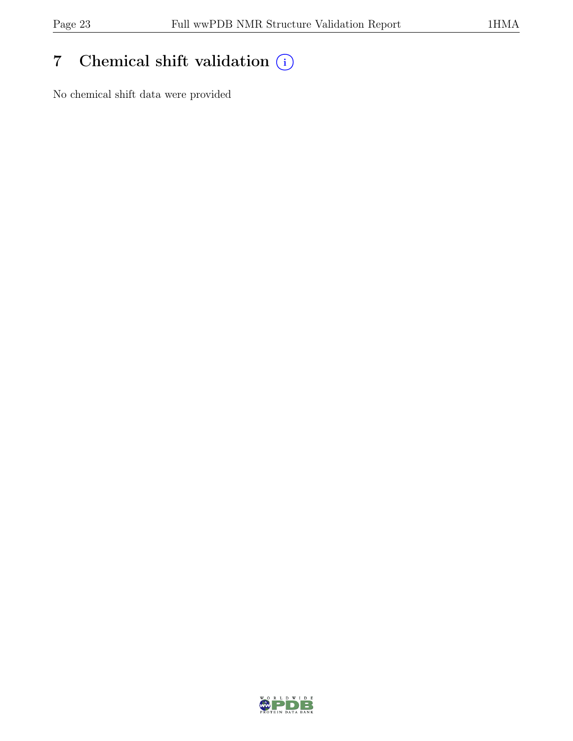# 7 Chemical shift validation

No chemical shift data were provided